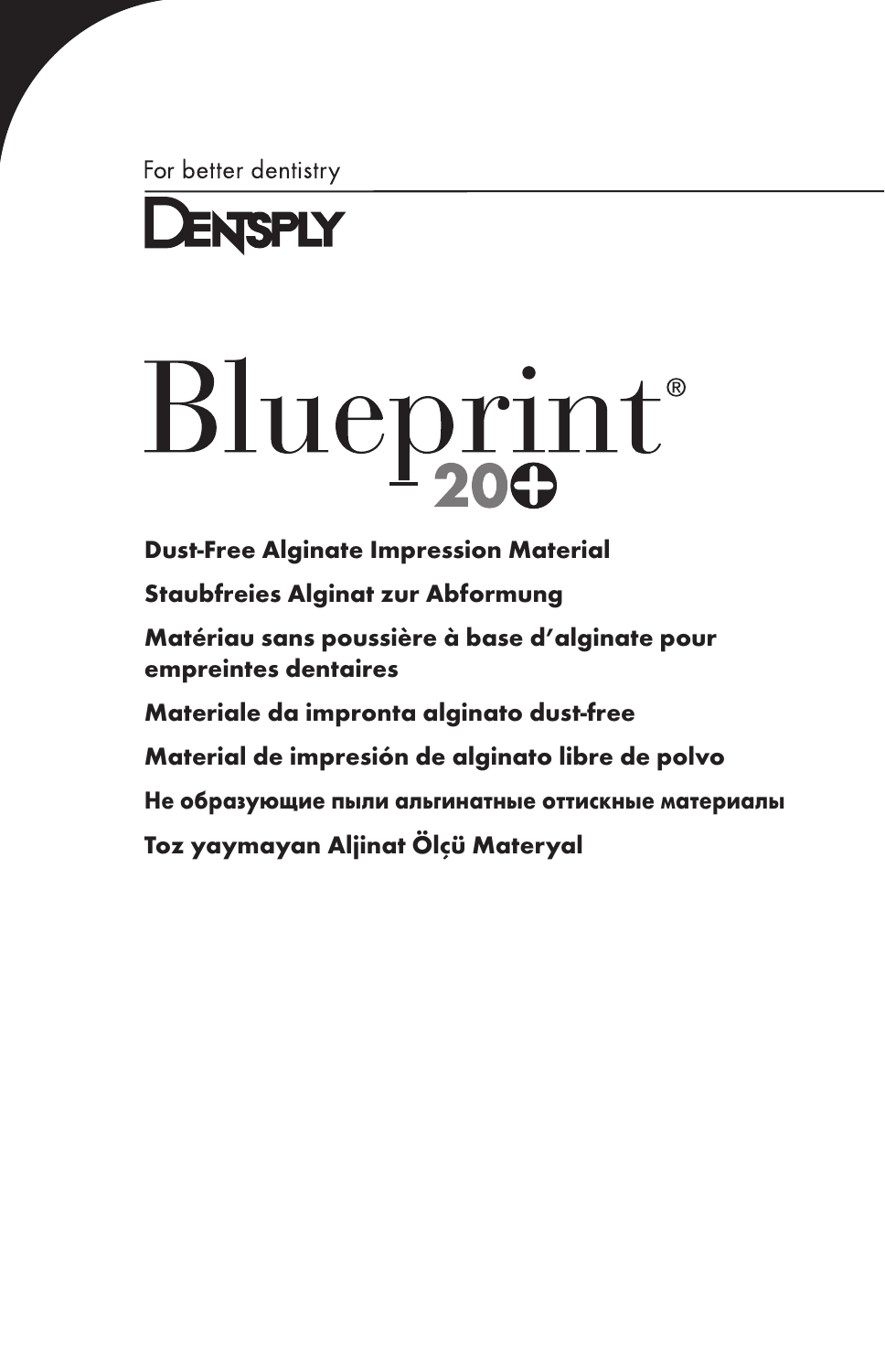For better dentistry

DENTSPLY

# Blueprint® 20+

**Dust-Free Alginate Impression Material**

**Staubfreies Alginat zur Abformung**

**Matériau sans poussière à base d'alginate pour empreintes dentaires**

**Materiale da impronta alginato dust-free**

**Material de impresión de alginato libre de polvo**

**Не образующие пыли альгинатные оттискные материалы**

**Toz yaymayan Aljinat Ölçü Materyal**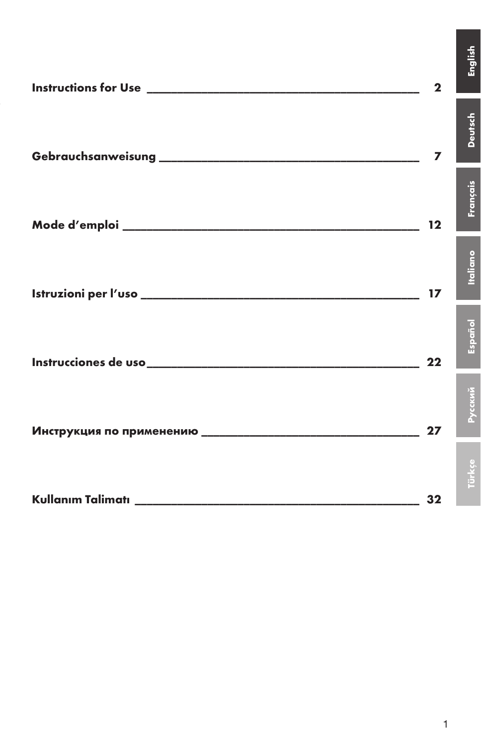Instructions for Use ____________________________________________ 2

Gebrauchsanweisung ____________________________________________ 7

Mode d'emploi ________________________________________________ 12

Istruzioni per l'uso ______________________________________________ 17

Instrucciones de uso ____________________________________________ 22

Инструкция по применению ______________________________________ 27

Kullanım Talimatı _______________________________________________ 32

English

Deutsch

Français

Italiano

Español

Русский

Türkçe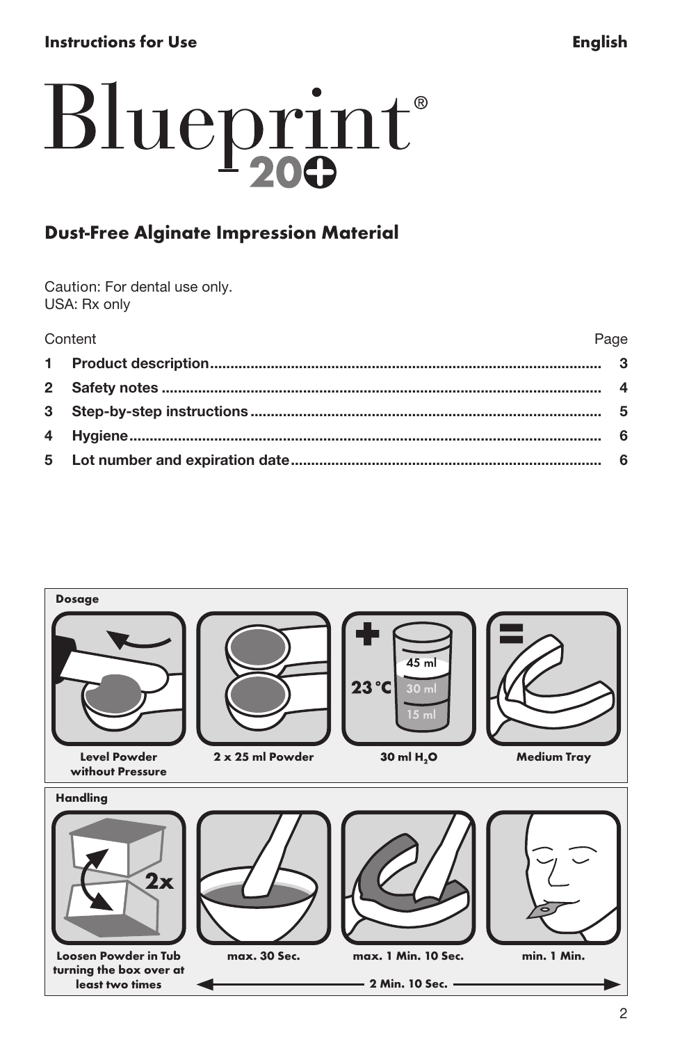**Instructions for Use** **English**

# Blueprint® 20+

## Dust-Free Alginate Impression Material

Caution: For dental use only.
USA: Rx only

| Content | | Page |
|---|---|---|
| 1 | Product description | 3 |
| 2 | Safety notes | 4 |
| 3 | Step-by-step instructions | 5 |
| 4 | Hygiene | 6 |
| 5 | Lot number and expiration date | 6 |

**Dosage**

| Level Powder without Pressure | 2 x 25 ml Powder | + 30 ml $H_2O$ (23 °C; 45 ml / 30 ml / 15 ml) | = Medium Tray |
|---|---|---|---|

**Handling**

| Loosen Powder in Tub turning the box over at least two times (2x) | max. 30 Sec. | max. 1 Min. 10 Sec. | min. 1 Min. |
|---|---|---|---|
| | 2 Min. 10 Sec. | | |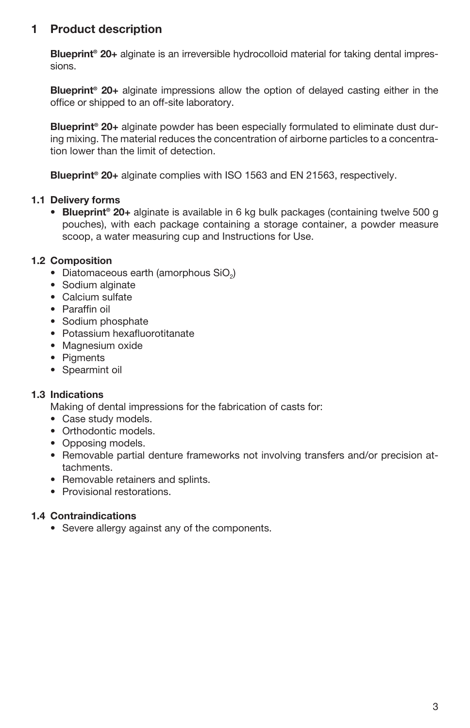# 1 Product description

**Blueprint® 20+** alginate is an irreversible hydrocolloid material for taking dental impressions.

**Blueprint® 20+** alginate impressions allow the option of delayed casting either in the office or shipped to an off-site laboratory.

**Blueprint® 20+** alginate powder has been especially formulated to eliminate dust during mixing. The material reduces the concentration of airborne particles to a concentration lower than the limit of detection.

**Blueprint® 20+** alginate complies with ISO 1563 and EN 21563, respectively.

## 1.1 Delivery forms

- **Blueprint® 20+** alginate is available in 6 kg bulk packages (containing twelve 500 g pouches), with each package containing a storage container, a powder measure scoop, a water measuring cup and Instructions for Use.

## 1.2 Composition

- Diatomaceous earth (amorphous $SiO_2$)
- Sodium alginate
- Calcium sulfate
- Paraffin oil
- Sodium phosphate
- Potassium hexafluorotitanate
- Magnesium oxide
- Pigments
- Spearmint oil

## 1.3 Indications

Making of dental impressions for the fabrication of casts for:

- Case study models.
- Orthodontic models.
- Opposing models.
- Removable partial denture frameworks not involving transfers and/or precision attachments.
- Removable retainers and splints.
- Provisional restorations.

## 1.4 Contraindications

- Severe allergy against any of the components.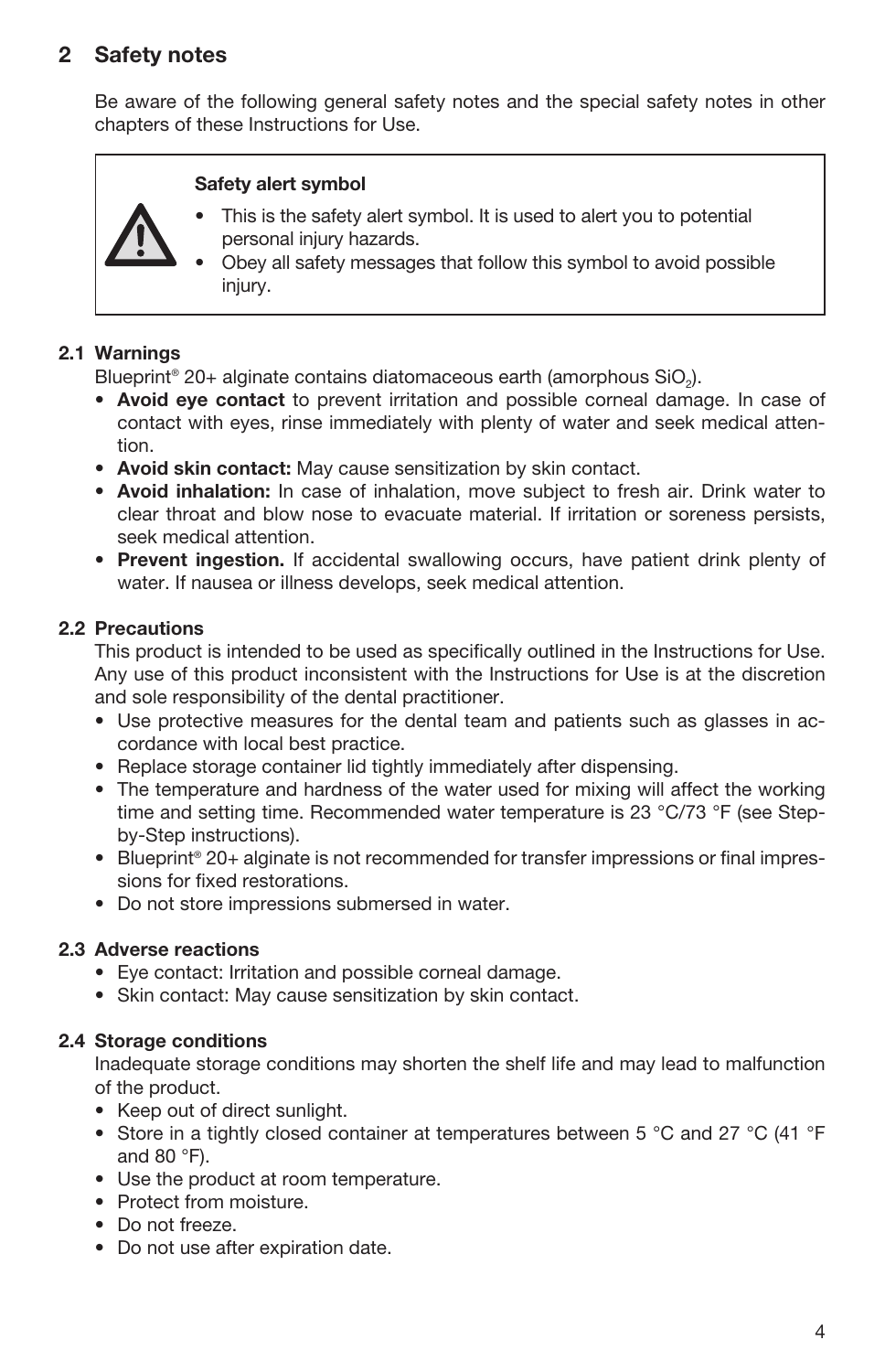## 2 Safety notes

Be aware of the following general safety notes and the special safety notes in other chapters of these Instructions for Use.

> **Safety alert symbol**
>
> - This is the safety alert symbol. It is used to alert you to potential personal injury hazards.
> - Obey all safety messages that follow this symbol to avoid possible injury.

### 2.1 Warnings

Blueprint® 20+ alginate contains diatomaceous earth (amorphous $SiO_2$).

- **Avoid eye contact** to prevent irritation and possible corneal damage. In case of contact with eyes, rinse immediately with plenty of water and seek medical attention.
- **Avoid skin contact:** May cause sensitization by skin contact.
- **Avoid inhalation:** In case of inhalation, move subject to fresh air. Drink water to clear throat and blow nose to evacuate material. If irritation or soreness persists, seek medical attention.
- **Prevent ingestion.** If accidental swallowing occurs, have patient drink plenty of water. If nausea or illness develops, seek medical attention.

### 2.2 Precautions

This product is intended to be used as specifically outlined in the Instructions for Use. Any use of this product inconsistent with the Instructions for Use is at the discretion and sole responsibility of the dental practitioner.

- Use protective measures for the dental team and patients such as glasses in accordance with local best practice.
- Replace storage container lid tightly immediately after dispensing.
- The temperature and hardness of the water used for mixing will affect the working time and setting time. Recommended water temperature is 23 °C/73 °F (see Step-by-Step instructions).
- Blueprint® 20+ alginate is not recommended for transfer impressions or final impressions for fixed restorations.
- Do not store impressions submersed in water.

### 2.3 Adverse reactions

- Eye contact: Irritation and possible corneal damage.
- Skin contact: May cause sensitization by skin contact.

### 2.4 Storage conditions

Inadequate storage conditions may shorten the shelf life and may lead to malfunction of the product.

- Keep out of direct sunlight.
- Store in a tightly closed container at temperatures between 5 °C and 27 °C (41 °F and 80 °F).
- Use the product at room temperature.
- Protect from moisture.
- Do not freeze.
- Do not use after expiration date.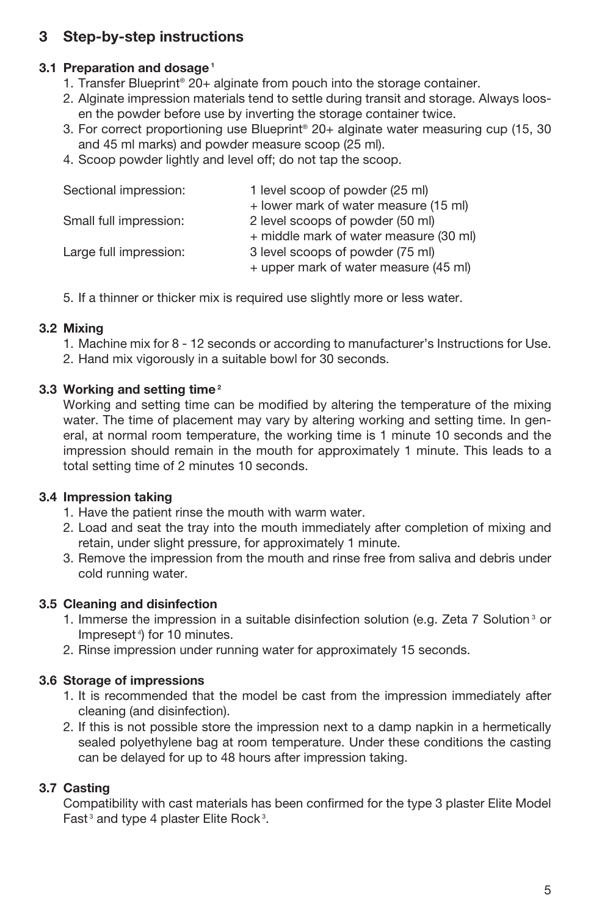## 3 Step-by-step instructions

### 3.1 Preparation and dosage [1]

1. Transfer Blueprint® 20+ alginate from pouch into the storage container.
2. Alginate impression materials tend to settle during transit and storage. Always loosen the powder before use by inverting the storage container twice.
3. For correct proportioning use Blueprint® 20+ alginate water measuring cup (15, 30 and 45 ml marks) and powder measure scoop (25 ml).
4. Scoop powder lightly and level off; do not tap the scoop.

| | |
|---|---|
| Sectional impression: | 1 level scoop of powder (25 ml) + lower mark of water measure (15 ml) |
| Small full impression: | 2 level scoops of powder (50 ml) + middle mark of water measure (30 ml) |
| Large full impression: | 3 level scoops of powder (75 ml) + upper mark of water measure (45 ml) |

5. If a thinner or thicker mix is required use slightly more or less water.

### 3.2 Mixing

1. Machine mix for 8 - 12 seconds or according to manufacturer's Instructions for Use.
2. Hand mix vigorously in a suitable bowl for 30 seconds.

### 3.3 Working and setting time [2]

Working and setting time can be modified by altering the temperature of the mixing water. The time of placement may vary by altering working and setting time. In general, at normal room temperature, the working time is 1 minute 10 seconds and the impression should remain in the mouth for approximately 1 minute. This leads to a total setting time of 2 minutes 10 seconds.

### 3.4 Impression taking

1. Have the patient rinse the mouth with warm water.
2. Load and seat the tray into the mouth immediately after completion of mixing and retain, under slight pressure, for approximately 1 minute.
3. Remove the impression from the mouth and rinse free from saliva and debris under cold running water.

### 3.5 Cleaning and disinfection

1. Immerse the impression in a suitable disinfection solution (e.g. Zeta 7 Solution [3] or Impresept [4]) for 10 minutes.
2. Rinse impression under running water for approximately 15 seconds.

### 3.6 Storage of impressions

1. It is recommended that the model be cast from the impression immediately after cleaning (and disinfection).
2. If this is not possible store the impression next to a damp napkin in a hermetically sealed polyethylene bag at room temperature. Under these conditions the casting can be delayed for up to 48 hours after impression taking.

### 3.7 Casting

Compatibility with cast materials has been confirmed for the type 3 plaster Elite Model Fast [3] and type 4 plaster Elite Rock [3].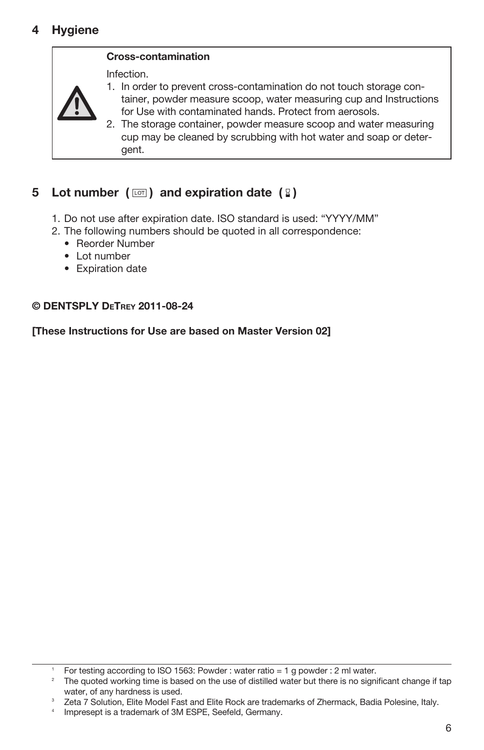## 4 Hygiene

**Cross-contamination**

Infection.

1. In order to prevent cross-contamination do not touch storage container, powder measure scoop, water measuring cup and Instructions for Use with contaminated hands. Protect from aerosols.
2. The storage container, powder measure scoop and water measuring cup may be cleaned by scrubbing with hot water and soap or detergent.

## 5 Lot number ( LOT ) and expiration date ( ⌛ )

1. Do not use after expiration date. ISO standard is used: "YYYY/MM"
2. The following numbers should be quoted in all correspondence:
   - Reorder Number
   - Lot number
   - Expiration date

**© DENTSPLY DeTrey 2011-08-24**

**[These Instructions for Use are based on Master Version 02]**

---

[1] For testing according to ISO 1563: Powder : water ratio = 1 g powder : 2 ml water.

[2] The quoted working time is based on the use of distilled water but there is no significant change if tap water, of any hardness is used.

[3] Zeta 7 Solution, Elite Model Fast and Elite Rock are trademarks of Zhermack, Badia Polesine, Italy.

[4] Impresept is a trademark of 3M ESPE, Seefeld, Germany.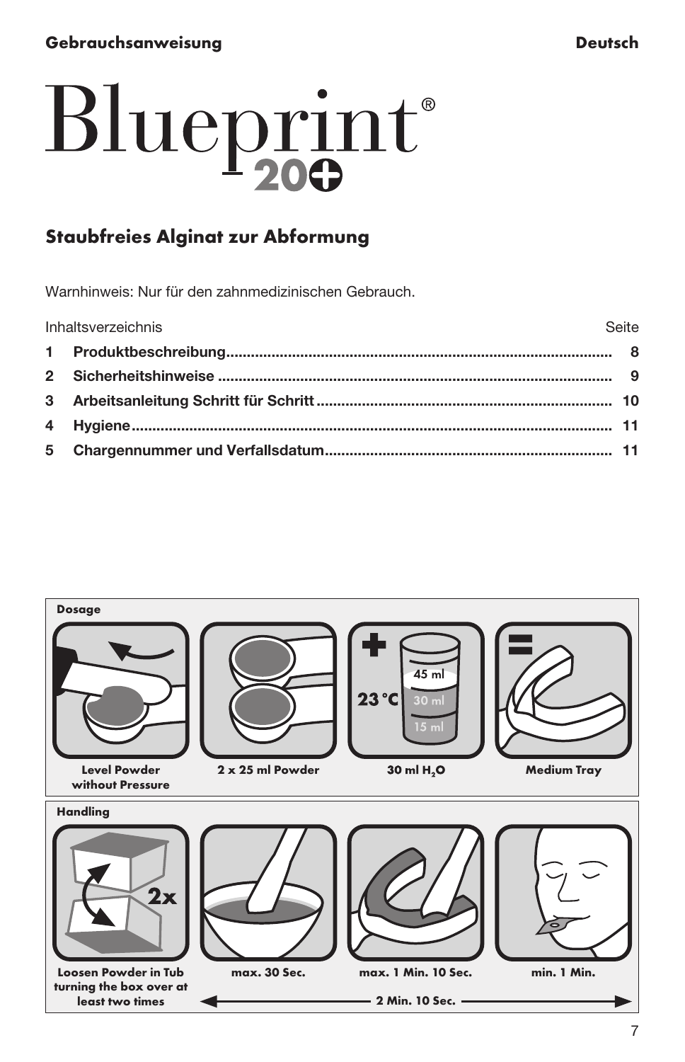**Gebrauchsanweisung** **Deutsch**

# Blueprint® 20+

## Staubfreies Alginat zur Abformung

Warnhinweis: Nur für den zahnmedizinischen Gebrauch.

| Inhaltsverzeichnis | Seite |
|---|---|
| **1 Produktbeschreibung** | **8** |
| **2 Sicherheitshinweise** | **9** |
| **3 Arbeitsanleitung Schritt für Schritt** | **10** |
| **4 Hygiene** | **11** |
| **5 Chargennummer und Verfallsdatum** | **11** |

**Dosage**

| Level Powder without Pressure | 2 x 25 ml Powder | 30 ml $H_2O$ | Medium Tray |
|---|---|---|---|

23 °C — 45 ml / 30 ml / 15 ml

**Handling**

| Loosen Powder in Tub turning the box over at least two times | max. 30 Sec. | max. 1 Min. 10 Sec. | min. 1 Min. |
|---|---|---|---|

2x

2 Min. 10 Sec.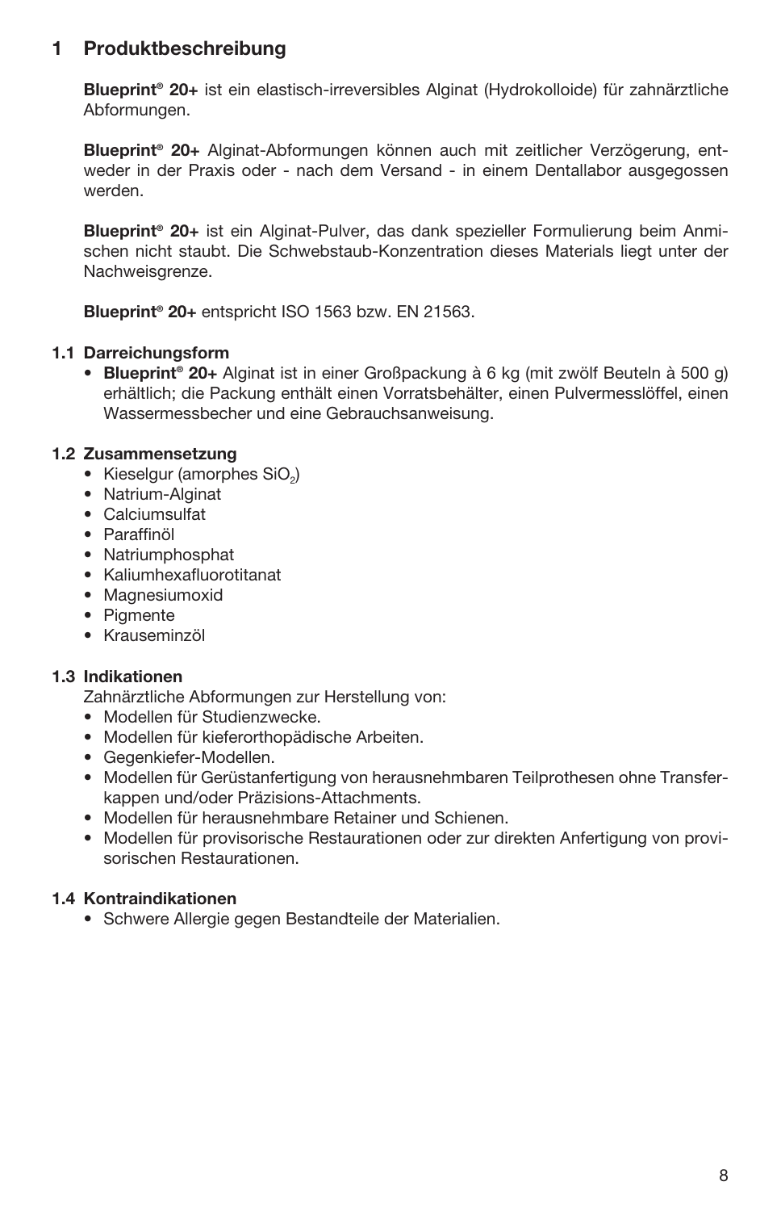# 1 Produktbeschreibung

**Blueprint® 20+** ist ein elastisch-irreversibles Alginat (Hydrokolloide) für zahnärztliche Abformungen.

**Blueprint® 20+** Alginat-Abformungen können auch mit zeitlicher Verzögerung, entweder in der Praxis oder - nach dem Versand - in einem Dentallabor ausgegossen werden.

**Blueprint® 20+** ist ein Alginat-Pulver, das dank spezieller Formulierung beim Anmischen nicht staubt. Die Schwebstaub-Konzentration dieses Materials liegt unter der Nachweisgrenze.

**Blueprint® 20+** entspricht ISO 1563 bzw. EN 21563.

## 1.1 Darreichungsform

- **Blueprint® 20+** Alginat ist in einer Großpackung à 6 kg (mit zwölf Beuteln à 500 g) erhältlich; die Packung enthält einen Vorratsbehälter, einen Pulvermesslöffel, einen Wassermessbecher und eine Gebrauchsanweisung.

## 1.2 Zusammensetzung

- Kieselgur (amorphes $SiO_2$)
- Natrium-Alginat
- Calciumsulfat
- Paraffinöl
- Natriumphosphat
- Kaliumhexafluorotitanat
- Magnesiumoxid
- Pigmente
- Krauseminzöl

## 1.3 Indikationen

Zahnärztliche Abformungen zur Herstellung von:

- Modellen für Studienzwecke.
- Modellen für kieferorthopädische Arbeiten.
- Gegenkiefer-Modellen.
- Modellen für Gerüstanfertigung von herausnehmbaren Teilprothesen ohne Transferkappen und/oder Präzisions-Attachments.
- Modellen für herausnehmbare Retainer und Schienen.
- Modellen für provisorische Restaurationen oder zur direkten Anfertigung von provisorischen Restaurationen.

## 1.4 Kontraindikationen

- Schwere Allergie gegen Bestandteile der Materialien.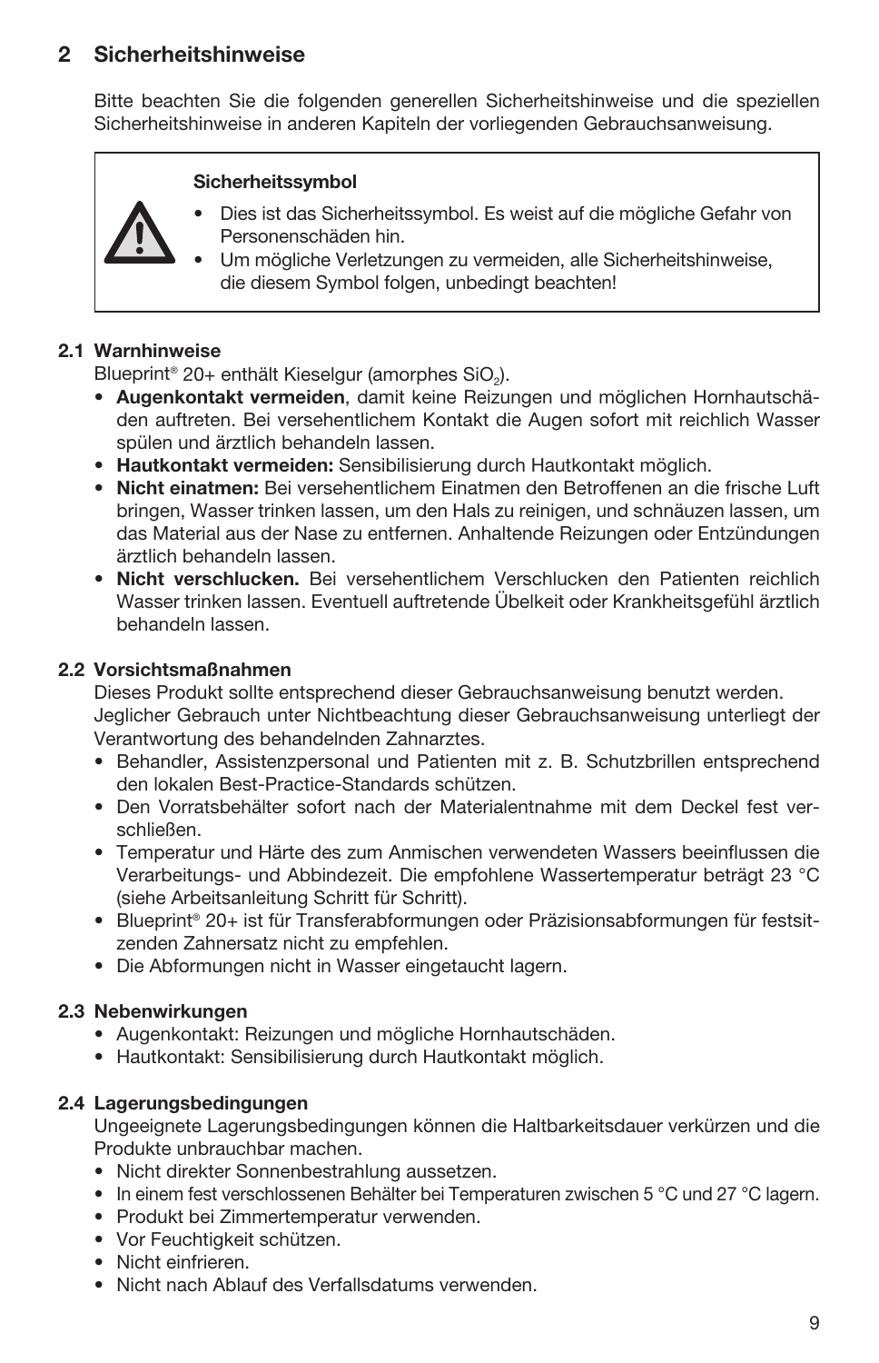## 2 Sicherheitshinweise

Bitte beachten Sie die folgenden generellen Sicherheitshinweise und die speziellen Sicherheitshinweise in anderen Kapiteln der vorliegenden Gebrauchsanweisung.

> **Sicherheitssymbol**
>
> - Dies ist das Sicherheitssymbol. Es weist auf die mögliche Gefahr von Personenschäden hin.
> - Um mögliche Verletzungen zu vermeiden, alle Sicherheitshinweise, die diesem Symbol folgen, unbedingt beachten!

### 2.1 Warnhinweise

Blueprint® 20+ enthält Kieselgur (amorphes $SiO_2$).

- **Augenkontakt vermeiden**, damit keine Reizungen und möglichen Hornhautschäden auftreten. Bei versehentlichem Kontakt die Augen sofort mit reichlich Wasser spülen und ärztlich behandeln lassen.
- **Hautkontakt vermeiden:** Sensibilisierung durch Hautkontakt möglich.
- **Nicht einatmen:** Bei versehentlichem Einatmen den Betroffenen an die frische Luft bringen, Wasser trinken lassen, um den Hals zu reinigen, und schnäuzen lassen, um das Material aus der Nase zu entfernen. Anhaltende Reizungen oder Entzündungen ärztlich behandeln lassen.
- **Nicht verschlucken.** Bei versehentlichem Verschlucken den Patienten reichlich Wasser trinken lassen. Eventuell auftretende Übelkeit oder Krankheitsgefühl ärztlich behandeln lassen.

### 2.2 Vorsichtsmaßnahmen

Dieses Produkt sollte entsprechend dieser Gebrauchsanweisung benutzt werden. Jeglicher Gebrauch unter Nichtbeachtung dieser Gebrauchsanweisung unterliegt der Verantwortung des behandelnden Zahnarztes.

- Behandler, Assistenzpersonal und Patienten mit z. B. Schutzbrillen entsprechend den lokalen Best-Practice-Standards schützen.
- Den Vorratsbehälter sofort nach der Materialentnahme mit dem Deckel fest verschließen.
- Temperatur und Härte des zum Anmischen verwendeten Wassers beeinflussen die Verarbeitungs- und Abbindezeit. Die empfohlene Wassertemperatur beträgt 23 °C (siehe Arbeitsanleitung Schritt für Schritt).
- Blueprint® 20+ ist für Transferabformungen oder Präzisionsabformungen für festsitzenden Zahnersatz nicht zu empfehlen.
- Die Abformungen nicht in Wasser eingetaucht lagern.

### 2.3 Nebenwirkungen

- Augenkontakt: Reizungen und mögliche Hornhautschäden.
- Hautkontakt: Sensibilisierung durch Hautkontakt möglich.

### 2.4 Lagerungsbedingungen

Ungeeignete Lagerungsbedingungen können die Haltbarkeitsdauer verkürzen und die Produkte unbrauchbar machen.

- Nicht direkter Sonnenbestrahlung aussetzen.
- In einem fest verschlossenen Behälter bei Temperaturen zwischen 5 °C und 27 °C lagern.
- Produkt bei Zimmertemperatur verwenden.
- Vor Feuchtigkeit schützen.
- Nicht einfrieren.
- Nicht nach Ablauf des Verfallsdatums verwenden.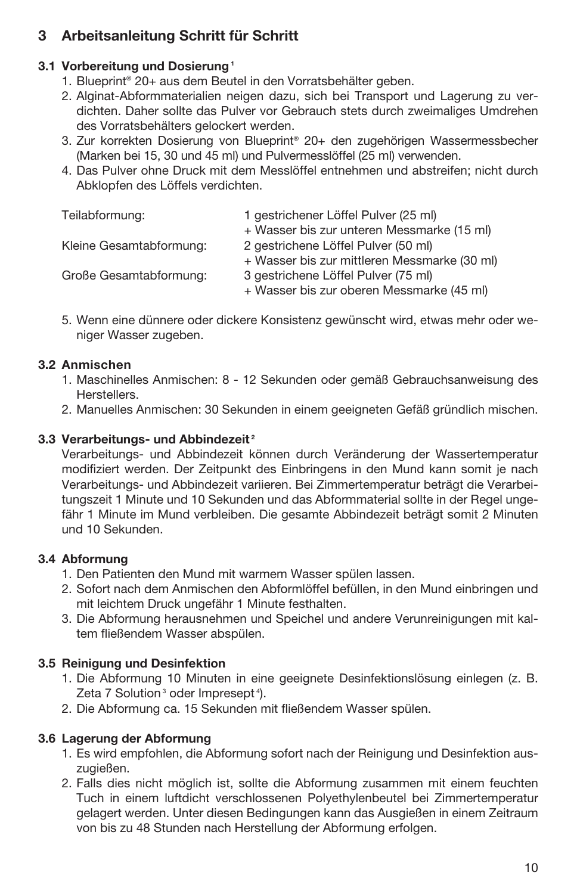## 3 Arbeitsanleitung Schritt für Schritt

### 3.1 Vorbereitung und Dosierung [1]

1. Blueprint® 20+ aus dem Beutel in den Vorratsbehälter geben.
2. Alginat-Abformmaterialien neigen dazu, sich bei Transport und Lagerung zu verdichten. Daher sollte das Pulver vor Gebrauch stets durch zweimaliges Umdrehen des Vorratsbehälters gelockert werden.
3. Zur korrekten Dosierung von Blueprint® 20+ den zugehörigen Wassermessbecher (Marken bei 15, 30 und 45 ml) und Pulvermesslöffel (25 ml) verwenden.
4. Das Pulver ohne Druck mit dem Messlöffel entnehmen und abstreifen; nicht durch Abklopfen des Löffels verdichten.

| | |
|---|---|
| Teilabformung: | 1 gestrichener Löffel Pulver (25 ml) + Wasser bis zur unteren Messmarke (15 ml) |
| Kleine Gesamtabformung: | 2 gestrichene Löffel Pulver (50 ml) + Wasser bis zur mittleren Messmarke (30 ml) |
| Große Gesamtabformung: | 3 gestrichene Löffel Pulver (75 ml) + Wasser bis zur oberen Messmarke (45 ml) |

5. Wenn eine dünnere oder dickere Konsistenz gewünscht wird, etwas mehr oder weniger Wasser zugeben.

### 3.2 Anmischen

1. Maschinelles Anmischen: 8 - 12 Sekunden oder gemäß Gebrauchsanweisung des Herstellers.
2. Manuelles Anmischen: 30 Sekunden in einem geeigneten Gefäß gründlich mischen.

### 3.3 Verarbeitungs- und Abbindezeit [2]

Verarbeitungs- und Abbindezeit können durch Veränderung der Wassertemperatur modifiziert werden. Der Zeitpunkt des Einbringens in den Mund kann somit je nach Verarbeitungs- und Abbindezeit variieren. Bei Zimmertemperatur beträgt die Verarbeitungszeit 1 Minute und 10 Sekunden und das Abformmaterial sollte in der Regel ungefähr 1 Minute im Mund verbleiben. Die gesamte Abbindezeit beträgt somit 2 Minuten und 10 Sekunden.

### 3.4 Abformung

1. Den Patienten den Mund mit warmem Wasser spülen lassen.
2. Sofort nach dem Anmischen den Abformlöffel befüllen, in den Mund einbringen und mit leichtem Druck ungefähr 1 Minute festhalten.
3. Die Abformung herausnehmen und Speichel und andere Verunreinigungen mit kaltem fließendem Wasser abspülen.

### 3.5 Reinigung und Desinfektion

1. Die Abformung 10 Minuten in eine geeignete Desinfektionslösung einlegen (z. B. Zeta 7 Solution [3] oder Impresept [4]).
2. Die Abformung ca. 15 Sekunden mit fließendem Wasser spülen.

### 3.6 Lagerung der Abformung

1. Es wird empfohlen, die Abformung sofort nach der Reinigung und Desinfektion auszugießen.
2. Falls dies nicht möglich ist, sollte die Abformung zusammen mit einem feuchten Tuch in einem luftdicht verschlossenen Polyethylenbeutel bei Zimmertemperatur gelagert werden. Unter diesen Bedingungen kann das Ausgießen in einem Zeitraum von bis zu 48 Stunden nach Herstellung der Abformung erfolgen.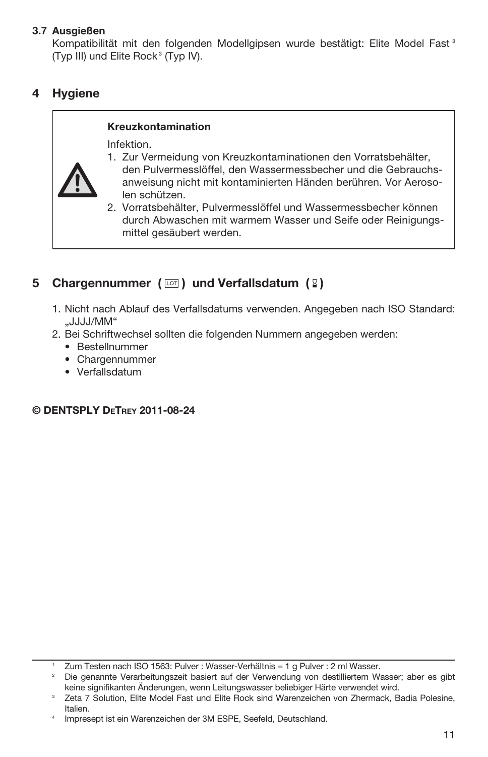### 3.7 Ausgießen

Kompatibilität mit den folgenden Modellgipsen wurde bestätigt: Elite Model Fast [3] (Typ III) und Elite Rock [3] (Typ IV).

## 4 Hygiene

> ⚠
>
> **Kreuzkontamination**
>
> Infektion.
>
> 1. Zur Vermeidung von Kreuzkontaminationen den Vorratsbehälter, den Pulvermesslöffel, den Wassermessbecher und die Gebrauchsanweisung nicht mit kontaminierten Händen berühren. Vor Aerosolen schützen.
> 2. Vorratsbehälter, Pulvermesslöffel und Wassermessbecher können durch Abwaschen mit warmem Wasser und Seife oder Reinigungsmittel gesäubert werden.

## 5 Chargennummer ( LOT ) und Verfallsdatum ( ⧖ )

1. Nicht nach Ablauf des Verfallsdatums verwenden. Angegeben nach ISO Standard: „JJJJ/MM“
2. Bei Schriftwechsel sollten die folgenden Nummern angegeben werden:
   - Bestellnummer
   - Chargennummer
   - Verfallsdatum

**© DENTSPLY DeTrey 2011-08-24**

---

[1] Zum Testen nach ISO 1563: Pulver : Wasser-Verhältnis = 1 g Pulver : 2 ml Wasser.

[2] Die genannte Verarbeitungszeit basiert auf der Verwendung von destilliertem Wasser; aber es gibt keine signifikanten Änderungen, wenn Leitungswasser beliebiger Härte verwendet wird.

[3] Zeta 7 Solution, Elite Model Fast und Elite Rock sind Warenzeichen von Zhermack, Badia Polesine, Italien.

[4] Impresept ist ein Warenzeichen der 3M ESPE, Seefeld, Deutschland.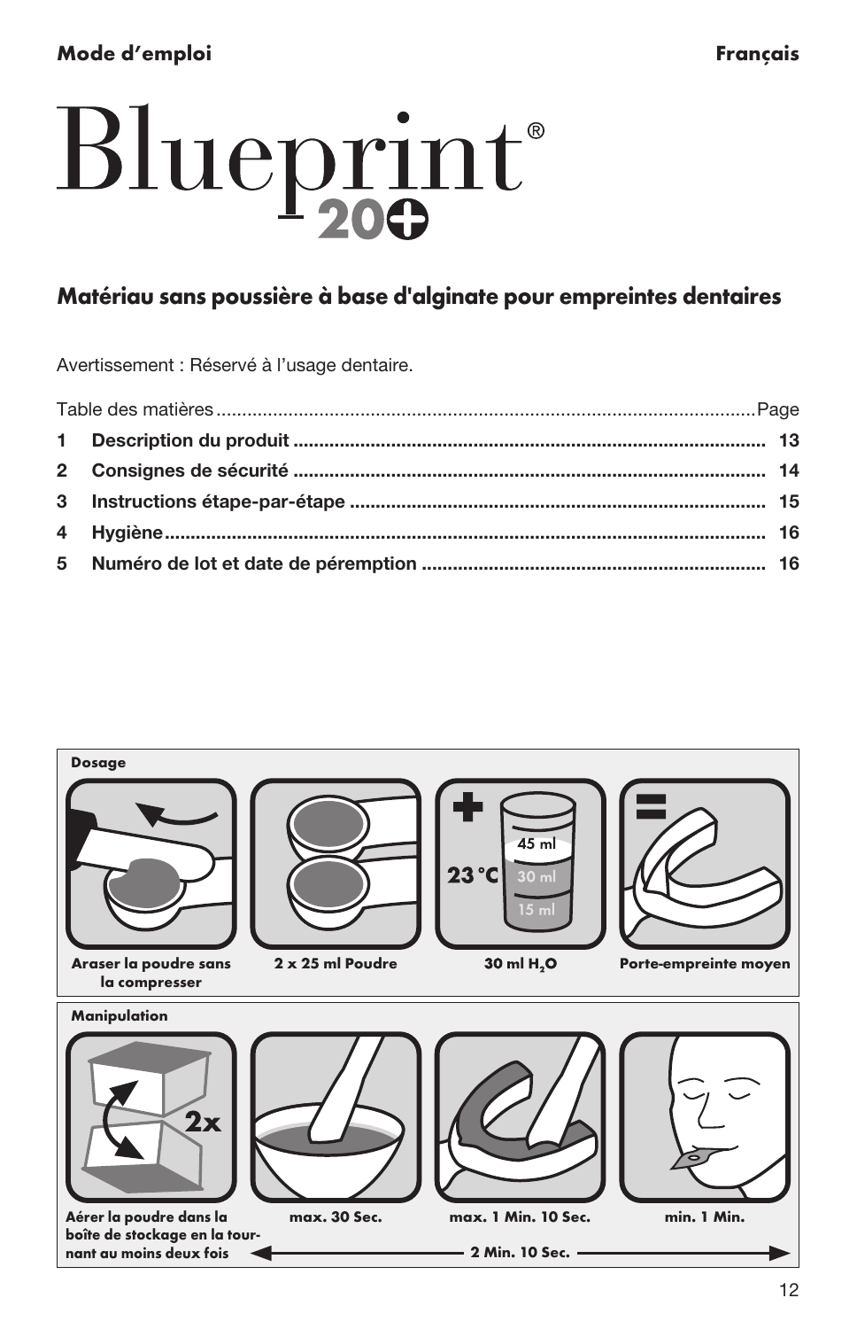**Mode d'emploi** **Français**

# Blueprint® 20+

## Matériau sans poussière à base d'alginate pour empreintes dentaires

Avertissement : Réservé à l'usage dentaire.

| Table des matières | Page |
|---|---|
| **1 Description du produit** | **13** |
| **2 Consignes de sécurité** | **14** |
| **3 Instructions étape-par-étape** | **15** |
| **4 Hygiène** | **16** |
| **5 Numéro de lot et date de péremption** | **16** |

**Dosage**

- Araser la poudre sans la compresser
- 2 x 25 ml Poudre
- + 30 ml $H_2O$ (23 °C; 15 ml, 30 ml, 45 ml)
- = Porte-empreinte moyen

**Manipulation**

- Aérer la poudre dans la boîte de stockage en la tournant au moins deux fois (2x)
- max. 30 Sec.
- max. 1 Min. 10 Sec.
- min. 1 Min.

2 Min. 10 Sec.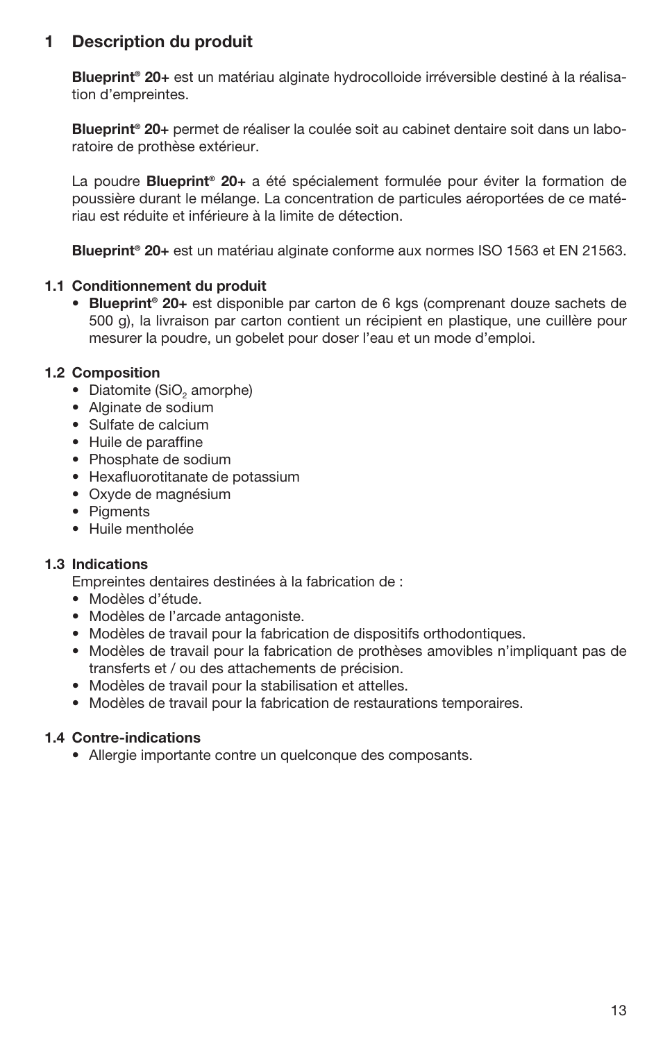# 1 Description du produit

**Blueprint® 20+** est un matériau alginate hydrocolloide irréversible destiné à la réalisation d'empreintes.

**Blueprint® 20+** permet de réaliser la coulée soit au cabinet dentaire soit dans un laboratoire de prothèse extérieur.

La poudre **Blueprint® 20+** a été spécialement formulée pour éviter la formation de poussière durant le mélange. La concentration de particules aéroportées de ce matériau est réduite et inférieure à la limite de détection.

**Blueprint® 20+** est un matériau alginate conforme aux normes ISO 1563 et EN 21563.

## 1.1 Conditionnement du produit

- **Blueprint® 20+** est disponible par carton de 6 kgs (comprenant douze sachets de 500 g), la livraison par carton contient un récipient en plastique, une cuillère pour mesurer la poudre, un gobelet pour doser l'eau et un mode d'emploi.

## 1.2 Composition

- Diatomite ($SiO_2$ amorphe)
- Alginate de sodium
- Sulfate de calcium
- Huile de paraffine
- Phosphate de sodium
- Hexafluorotitanate de potassium
- Oxyde de magnésium
- Pigments
- Huile mentholée

## 1.3 Indications

Empreintes dentaires destinées à la fabrication de :

- Modèles d'étude.
- Modèles de l'arcade antagoniste.
- Modèles de travail pour la fabrication de dispositifs orthodontiques.
- Modèles de travail pour la fabrication de prothèses amovibles n'impliquant pas de transferts et / ou des attachements de précision.
- Modèles de travail pour la stabilisation et attelles.
- Modèles de travail pour la fabrication de restaurations temporaires.

## 1.4 Contre-indications

- Allergie importante contre un quelconque des composants.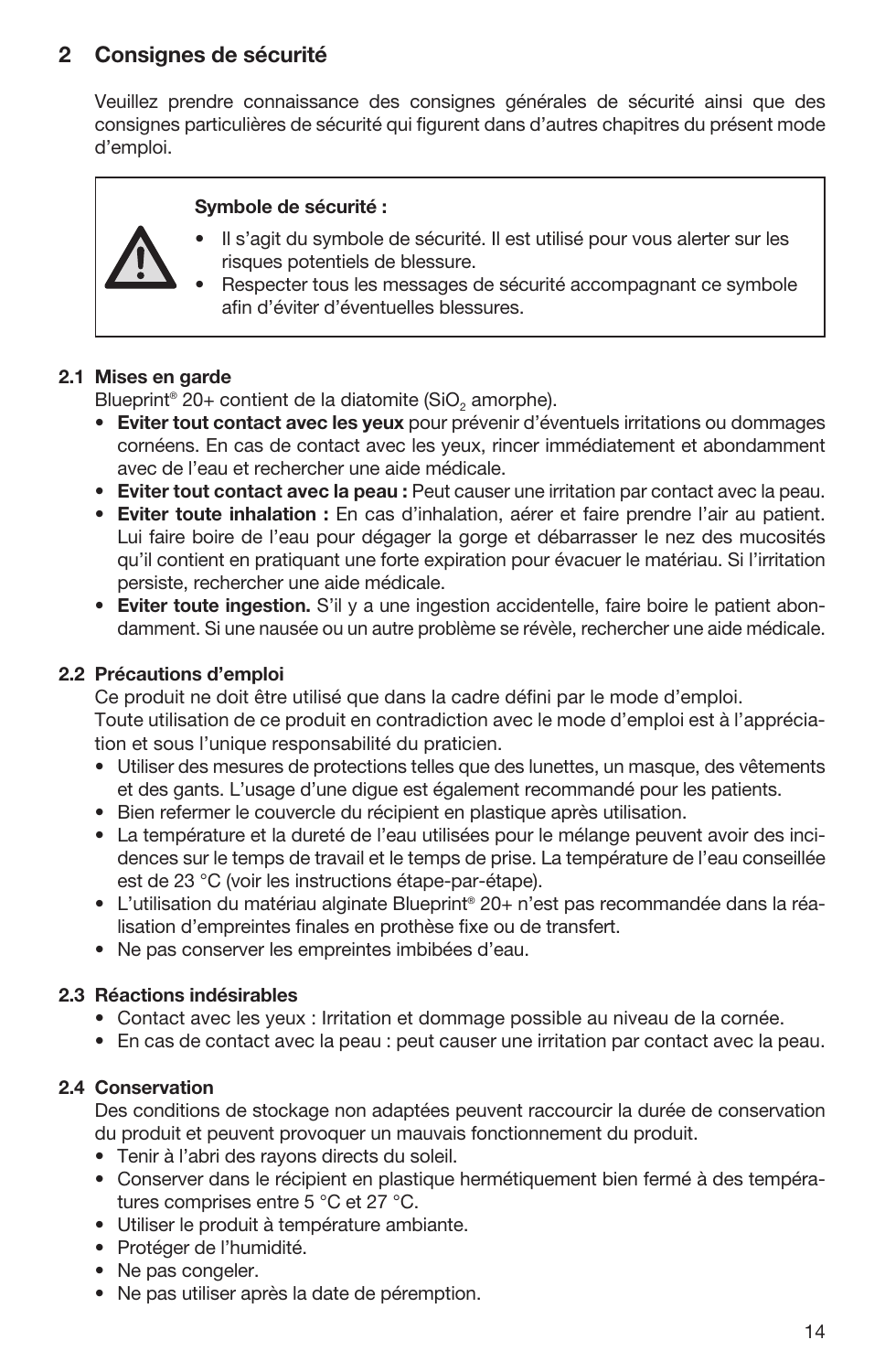## 2 Consignes de sécurité

Veuillez prendre connaissance des consignes générales de sécurité ainsi que des consignes particulières de sécurité qui figurent dans d'autres chapitres du présent mode d'emploi.

> **Symbole de sécurité :**
>
> - Il s'agit du symbole de sécurité. Il est utilisé pour vous alerter sur les risques potentiels de blessure.
> - Respecter tous les messages de sécurité accompagnant ce symbole afin d'éviter d'éventuelles blessures.

### 2.1 Mises en garde

Blueprint® 20+ contient de la diatomite ($SiO_2$ amorphe).

- **Eviter tout contact avec les yeux** pour prévenir d'éventuels irritations ou dommages cornéens. En cas de contact avec les yeux, rincer immédiatement et abondamment avec de l'eau et rechercher une aide médicale.
- **Eviter tout contact avec la peau :** Peut causer une irritation par contact avec la peau.
- **Eviter toute inhalation :** En cas d'inhalation, aérer et faire prendre l'air au patient. Lui faire boire de l'eau pour dégager la gorge et débarrasser le nez des mucosités qu'il contient en pratiquant une forte expiration pour évacuer le matériau. Si l'irritation persiste, rechercher une aide médicale.
- **Eviter toute ingestion.** S'il y a une ingestion accidentelle, faire boire le patient abondamment. Si une nausée ou un autre problème se révèle, rechercher une aide médicale.

### 2.2 Précautions d'emploi

Ce produit ne doit être utilisé que dans la cadre défini par le mode d'emploi.
Toute utilisation de ce produit en contradiction avec le mode d'emploi est à l'appréciation et sous l'unique responsabilité du praticien.

- Utiliser des mesures de protections telles que des lunettes, un masque, des vêtements et des gants. L'usage d'une digue est également recommandé pour les patients.
- Bien refermer le couvercle du récipient en plastique après utilisation.
- La température et la dureté de l'eau utilisées pour le mélange peuvent avoir des incidences sur le temps de travail et le temps de prise. La température de l'eau conseillée est de 23 °C (voir les instructions étape-par-étape).
- L'utilisation du matériau alginate Blueprint® 20+ n'est pas recommandée dans la réalisation d'empreintes finales en prothèse fixe ou de transfert.
- Ne pas conserver les empreintes imbibées d'eau.

### 2.3 Réactions indésirables

- Contact avec les yeux : Irritation et dommage possible au niveau de la cornée.
- En cas de contact avec la peau : peut causer une irritation par contact avec la peau.

### 2.4 Conservation

Des conditions de stockage non adaptées peuvent raccourcir la durée de conservation du produit et peuvent provoquer un mauvais fonctionnement du produit.

- Tenir à l'abri des rayons directs du soleil.
- Conserver dans le récipient en plastique hermétiquement bien fermé à des températures comprises entre 5 °C et 27 °C.
- Utiliser le produit à température ambiante.
- Protéger de l'humidité.
- Ne pas congeler.
- Ne pas utiliser après la date de péremption.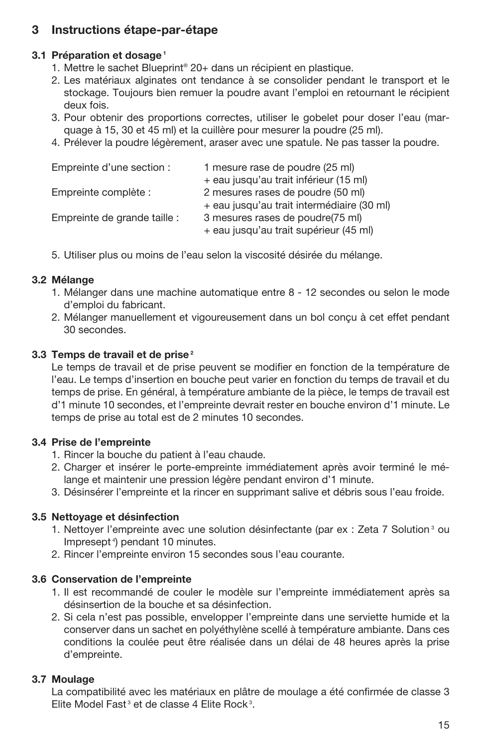## 3 Instructions étape-par-étape

### 3.1 Préparation et dosage [1]

1. Mettre le sachet Blueprint® 20+ dans un récipient en plastique.
2. Les matériaux alginates ont tendance à se consolider pendant le transport et le stockage. Toujours bien remuer la poudre avant l'emploi en retournant le récipient deux fois.
3. Pour obtenir des proportions correctes, utiliser le gobelet pour doser l'eau (marquage à 15, 30 et 45 ml) et la cuillère pour mesurer la poudre (25 ml).
4. Prélever la poudre légèrement, araser avec une spatule. Ne pas tasser la poudre.

| | |
|---|---|
| Empreinte d'une section : | 1 mesure rase de poudre (25 ml) + eau jusqu'au trait inférieur (15 ml) |
| Empreinte complète : | 2 mesures rases de poudre (50 ml) + eau jusqu'au trait intermédiaire (30 ml) |
| Empreinte de grande taille : | 3 mesures rases de poudre(75 ml) + eau jusqu'au trait supérieur (45 ml) |

5. Utiliser plus ou moins de l'eau selon la viscosité désirée du mélange.

### 3.2 Mélange

1. Mélanger dans une machine automatique entre 8 - 12 secondes ou selon le mode d'emploi du fabricant.
2. Mélanger manuellement et vigoureusement dans un bol conçu à cet effet pendant 30 secondes.

### 3.3 Temps de travail et de prise [2]

Le temps de travail et de prise peuvent se modifier en fonction de la température de l'eau. Le temps d'insertion en bouche peut varier en fonction du temps de travail et du temps de prise. En général, à température ambiante de la pièce, le temps de travail est d'1 minute 10 secondes, et l'empreinte devrait rester en bouche environ d'1 minute. Le temps de prise au total est de 2 minutes 10 secondes.

### 3.4 Prise de l'empreinte

1. Rincer la bouche du patient à l'eau chaude.
2. Charger et insérer le porte-empreinte immédiatement après avoir terminé le mélange et maintenir une pression légère pendant environ d'1 minute.
3. Désinsérer l'empreinte et la rincer en supprimant salive et débris sous l'eau froide.

### 3.5 Nettoyage et désinfection

1. Nettoyer l'empreinte avec une solution désinfectante (par ex : Zeta 7 Solution [3] ou Impresept [4]) pendant 10 minutes.
2. Rincer l'empreinte environ 15 secondes sous l'eau courante.

### 3.6 Conservation de l'empreinte

1. Il est recommandé de couler le modèle sur l'empreinte immédiatement après sa désinsertion de la bouche et sa désinfection.
2. Si cela n'est pas possible, envelopper l'empreinte dans une serviette humide et la conserver dans un sachet en polyéthylène scellé à température ambiante. Dans ces conditions la coulée peut être réalisée dans un délai de 48 heures après la prise d'empreinte.

### 3.7 Moulage

La compatibilité avec les matériaux en plâtre de moulage a été confirmée de classe 3 Elite Model Fast [3] et de classe 4 Elite Rock [3].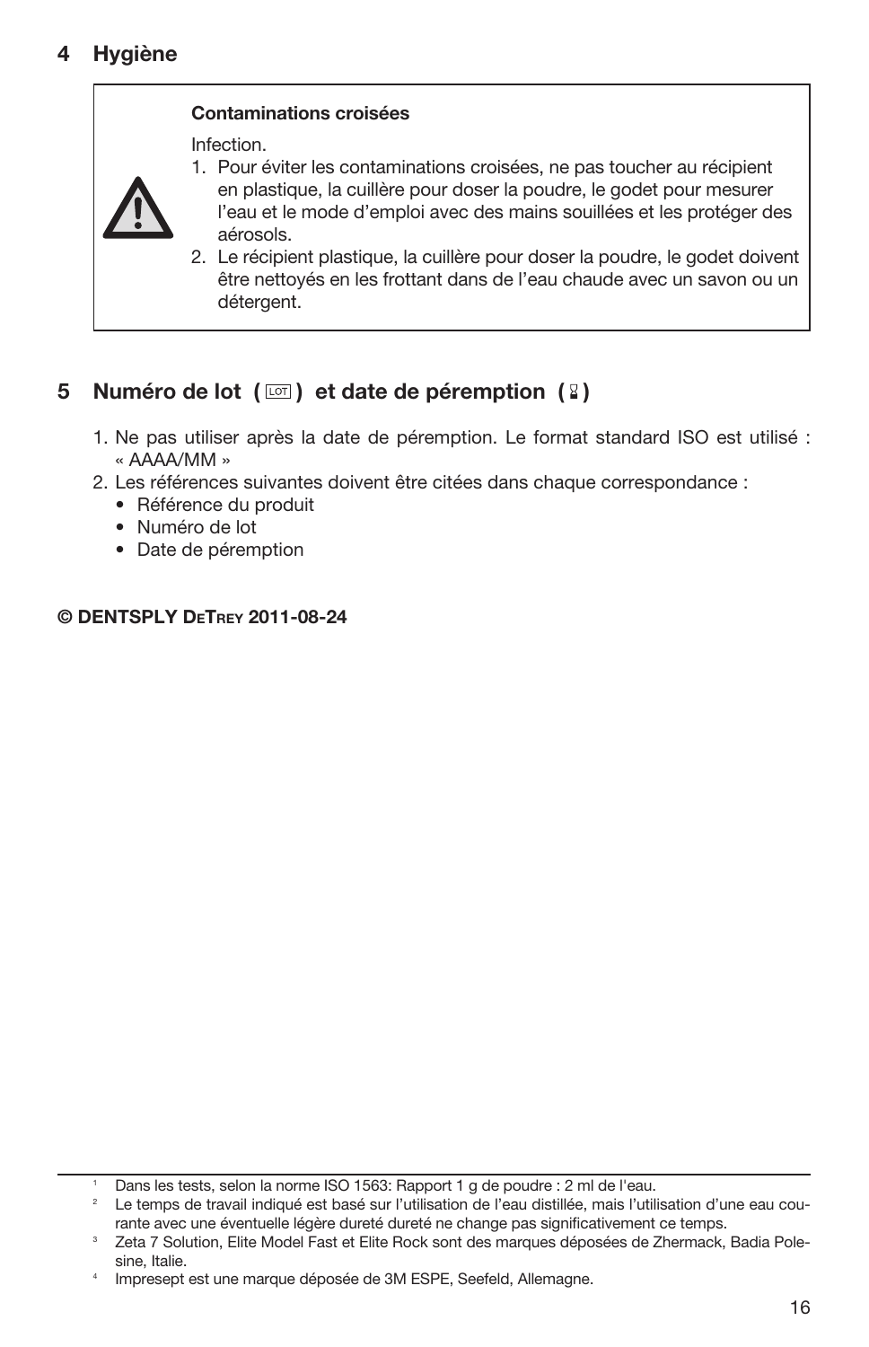## 4 Hygiène

> **Contaminations croisées**
>
> Infection.
>
> 1. Pour éviter les contaminations croisées, ne pas toucher au récipient en plastique, la cuillère pour doser la poudre, le godet pour mesurer l'eau et le mode d'emploi avec des mains souillées et les protéger des aérosols.
> 2. Le récipient plastique, la cuillère pour doser la poudre, le godet doivent être nettoyés en les frottant dans de l'eau chaude avec un savon ou un détergent.

## 5 Numéro de lot ( LOT ) et date de péremption ( ⌛ )

1. Ne pas utiliser après la date de péremption. Le format standard ISO est utilisé : « AAAA/MM »
2. Les références suivantes doivent être citées dans chaque correspondance :
   - Référence du produit
   - Numéro de lot
   - Date de péremption

**© DENTSPLY DeTrey 2011-08-24**

---

[1] Dans les tests, selon la norme ISO 1563: Rapport 1 g de poudre : 2 ml de l'eau.

[2] Le temps de travail indiqué est basé sur l'utilisation de l'eau distillée, mais l'utilisation d'une eau courante avec une éventuelle légère dureté dureté ne change pas significativement ce temps.

[3] Zeta 7 Solution, Elite Model Fast et Elite Rock sont des marques déposées de Zhermack, Badia Polesine, Italie.

[4] Impresept est une marque déposée de 3M ESPE, Seefeld, Allemagne.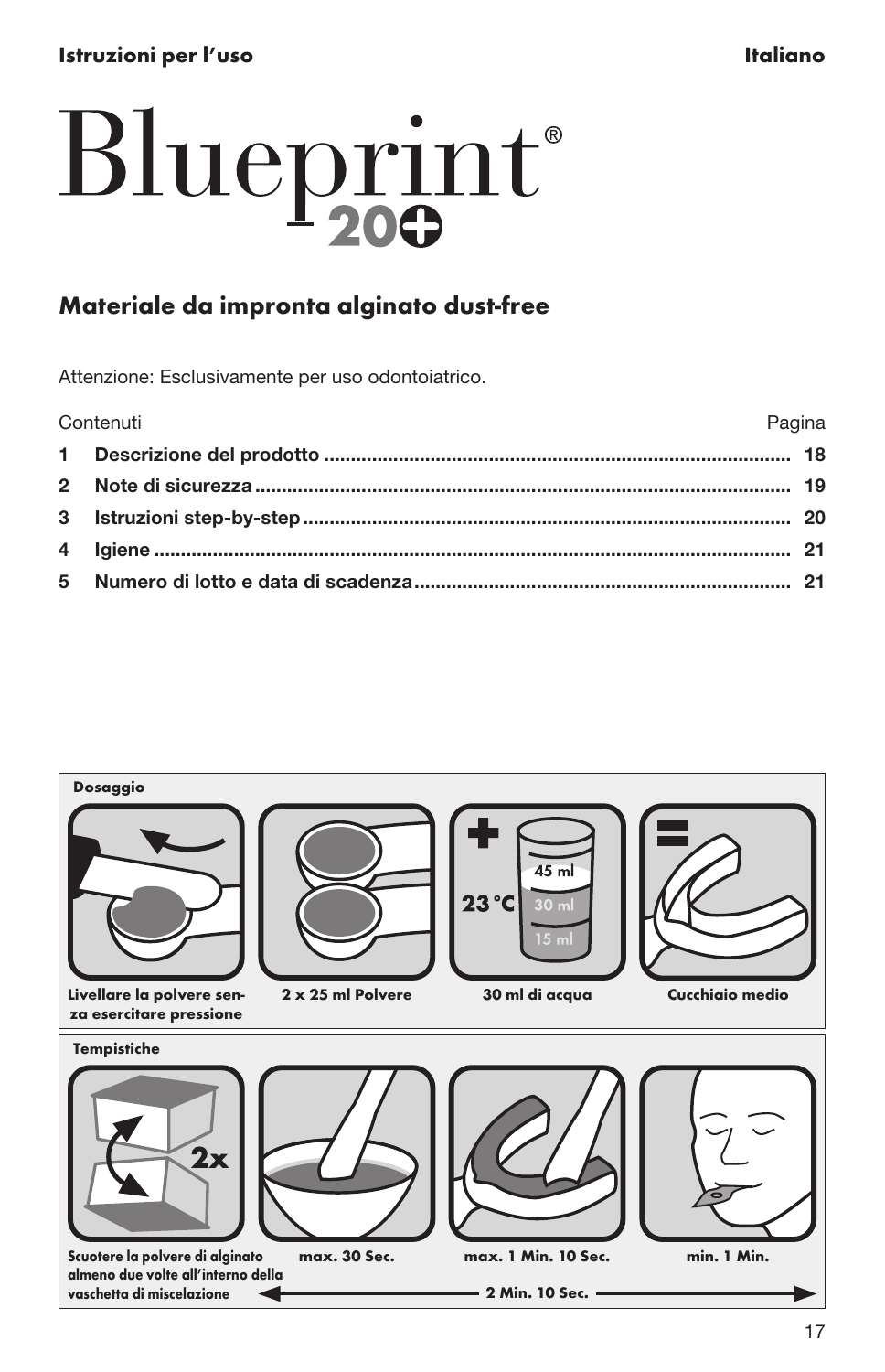**Istruzioni per l'uso** **Italiano**

# Blueprint® 20+

## Materiale da impronta alginato dust-free

Attenzione: Esclusivamente per uso odontoiatrico.

| Contenuti | | Pagina |
|---|---|---|
| **1** | **Descrizione del prodotto** | **18** |
| **2** | **Note di sicurezza** | **19** |
| **3** | **Istruzioni step-by-step** | **20** |
| **4** | **Igiene** | **21** |
| **5** | **Numero di lotto e data di scadenza** | **21** |

**Dosaggio**

| Livellare la polvere senza esercitare pressione | 2 x 25 ml Polvere | + 23 °C 30 ml di acqua | = Cucchiaio medio |
|---|---|---|---|

**Tempistiche**

| Scuotere la polvere di alginato almeno due volte all'interno della vaschetta di miscelazione (2x) | max. 30 Sec. | max. 1 Min. 10 Sec. | min. 1 Min. |
|---|---|---|---|

2 Min. 10 Sec.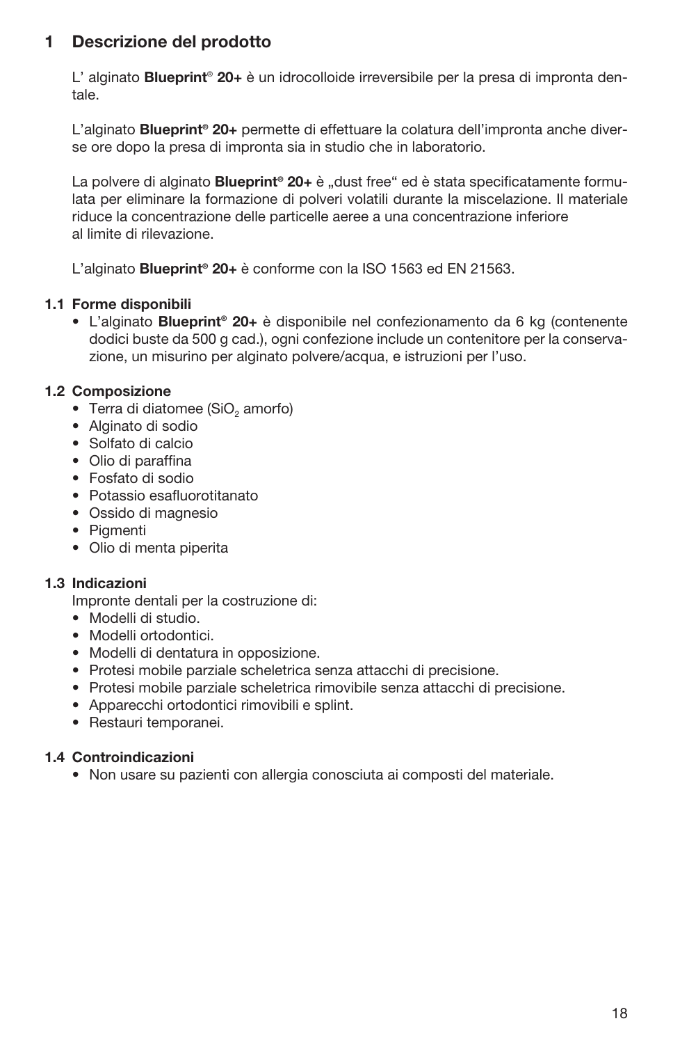# 1 Descrizione del prodotto

L' alginato **Blueprint® 20+** è un idrocolloide irreversibile per la presa di impronta dentale.

L'alginato **Blueprint® 20+** permette di effettuare la colatura dell'impronta anche diverse ore dopo la presa di impronta sia in studio che in laboratorio.

La polvere di alginato **Blueprint® 20+** è „dust free" ed è stata specificatamente formulata per eliminare la formazione di polveri volatili durante la miscelazione. Il materiale riduce la concentrazione delle particelle aeree a una concentrazione inferiore al limite di rilevazione.

L'alginato **Blueprint® 20+** è conforme con la ISO 1563 ed EN 21563.

## 1.1 Forme disponibili

- L'alginato **Blueprint® 20+** è disponibile nel confezionamento da 6 kg (contenente dodici buste da 500 g cad.), ogni confezione include un contenitore per la conservazione, un misurino per alginato polvere/acqua, e istruzioni per l'uso.

## 1.2 Composizione

- Terra di diatomee ($SiO_2$ amorfo)
- Alginato di sodio
- Solfato di calcio
- Olio di paraffina
- Fosfato di sodio
- Potassio esafluorotitanato
- Ossido di magnesio
- Pigmenti
- Olio di menta piperita

## 1.3 Indicazioni

Impronte dentali per la costruzione di:

- Modelli di studio.
- Modelli ortodontici.
- Modelli di dentatura in opposizione.
- Protesi mobile parziale scheletrica senza attacchi di precisione.
- Protesi mobile parziale scheletrica rimovibile senza attacchi di precisione.
- Apparecchi ortodontici rimovibili e splint.
- Restauri temporanei.

## 1.4 Controindicazioni

- Non usare su pazienti con allergia conosciuta ai composti del materiale.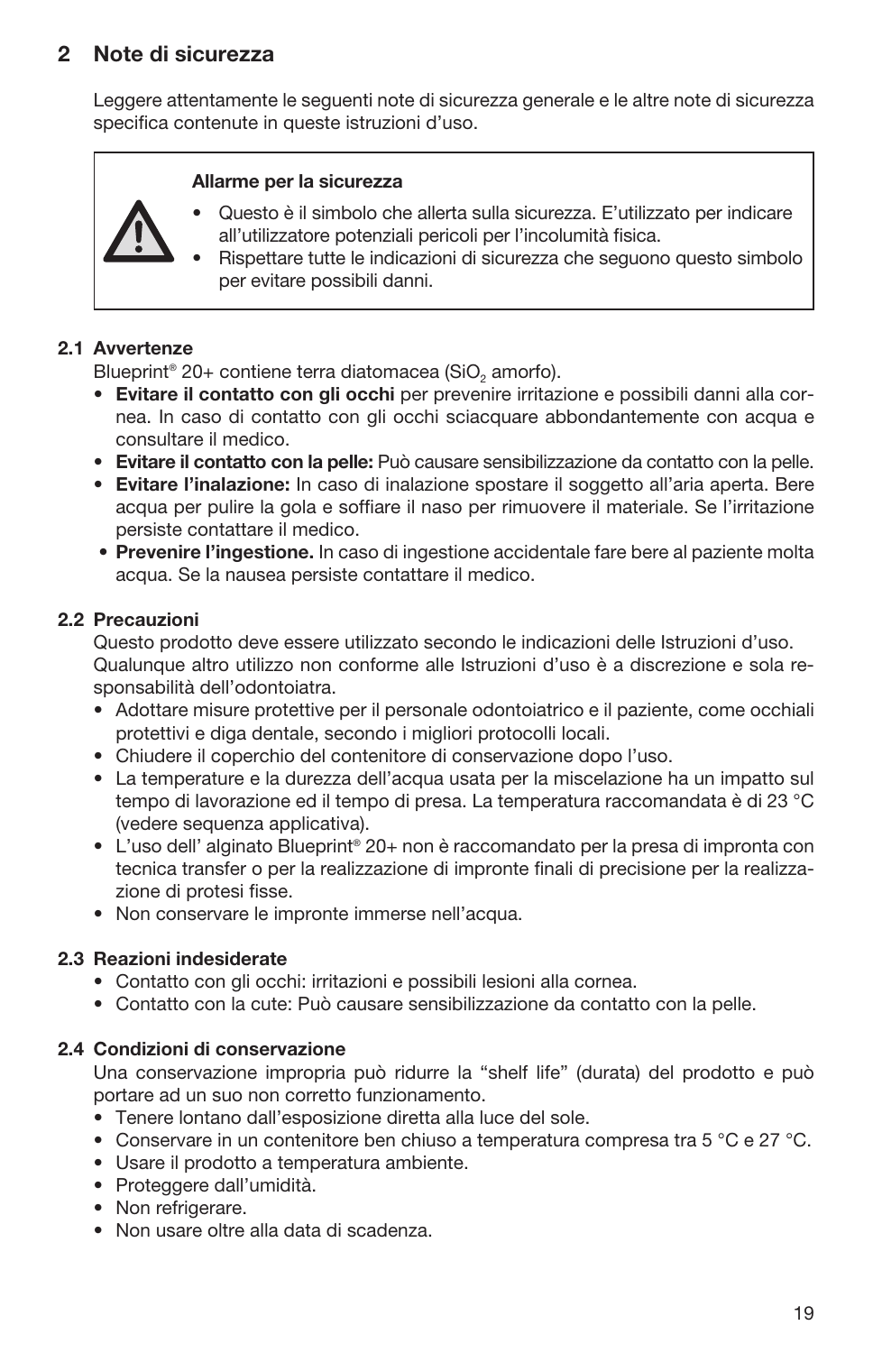## 2 Note di sicurezza

Leggere attentamente le seguenti note di sicurezza generale e le altre note di sicurezza specifica contenute in queste istruzioni d'uso.

> **Allarme per la sicurezza**
>
> - Questo è il simbolo che allerta sulla sicurezza. E'utilizzato per indicare all'utilizzatore potenziali pericoli per l'incolumità fisica.
> - Rispettare tutte le indicazioni di sicurezza che seguono questo simbolo per evitare possibili danni.

### 2.1 Avvertenze

Blueprint® 20+ contiene terra diatomacea ($SiO_2$ amorfo).

- **Evitare il contatto con gli occhi** per prevenire irritazione e possibili danni alla cornea. In caso di contatto con gli occhi sciacquare abbondantemente con acqua e consultare il medico.
- **Evitare il contatto con la pelle:** Può causare sensibilizzazione da contatto con la pelle.
- **Evitare l'inalazione:** In caso di inalazione spostare il soggetto all'aria aperta. Bere acqua per pulire la gola e soffiare il naso per rimuovere il materiale. Se l'irritazione persiste contattare il medico.
- **Prevenire l'ingestione.** In caso di ingestione accidentale fare bere al paziente molta acqua. Se la nausea persiste contattare il medico.

### 2.2 Precauzioni

Questo prodotto deve essere utilizzato secondo le indicazioni delle Istruzioni d'uso. Qualunque altro utilizzo non conforme alle Istruzioni d'uso è a discrezione e sola responsabilità dell'odontoiatra.

- Adottare misure protettive per il personale odontoiatrico e il paziente, come occhiali protettivi e diga dentale, secondo i migliori protocolli locali.
- Chiudere il coperchio del contenitore di conservazione dopo l'uso.
- La temperature e la durezza dell'acqua usata per la miscelazione ha un impatto sul tempo di lavorazione ed il tempo di presa. La temperatura raccomandata è di 23 °C (vedere sequenza applicativa).
- L'uso dell' alginato Blueprint® 20+ non è raccomandato per la presa di impronta con tecnica transfer o per la realizzazione di impronte finali di precisione per la realizzazione di protesi fisse.
- Non conservare le impronte immerse nell'acqua.

### 2.3 Reazioni indesiderate

- Contatto con gli occhi: irritazioni e possibili lesioni alla cornea.
- Contatto con la cute: Può causare sensibilizzazione da contatto con la pelle.

### 2.4 Condizioni di conservazione

Una conservazione impropria può ridurre la "shelf life" (durata) del prodotto e può portare ad un suo non corretto funzionamento.

- Tenere lontano dall'esposizione diretta alla luce del sole.
- Conservare in un contenitore ben chiuso a temperatura compresa tra 5 °C e 27 °C.
- Usare il prodotto a temperatura ambiente.
- Proteggere dall'umidità.
- Non refrigerare.
- Non usare oltre alla data di scadenza.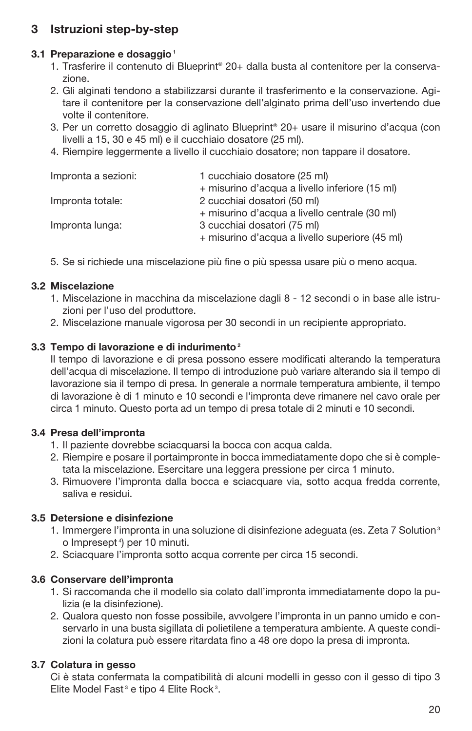## 3 Istruzioni step-by-step

### 3.1 Preparazione e dosaggio [1]

1. Trasferire il contenuto di Blueprint® 20+ dalla busta al contenitore per la conservazione.
2. Gli alginati tendono a stabilizzarsi durante il trasferimento e la conservazione. Agitare il contenitore per la conservazione dell'alginato prima dell'uso invertendo due volte il contenitore.
3. Per un corretto dosaggio di aglinato Blueprint® 20+ usare il misurino d'acqua (con livelli a 15, 30 e 45 ml) e il cucchiaio dosatore (25 ml).
4. Riempire leggermente a livello il cucchiaio dosatore; non tappare il dosatore.

| | |
|---|---|
| Impronta a sezioni: | 1 cucchiaio dosatore (25 ml) + misurino d'acqua a livello inferiore (15 ml) |
| Impronta totale: | 2 cucchiai dosatori (50 ml) + misurino d'acqua a livello centrale (30 ml) |
| Impronta lunga: | 3 cucchiai dosatori (75 ml) + misurino d'acqua a livello superiore (45 ml) |

5. Se si richiede una miscelazione più fine o più spessa usare più o meno acqua.

### 3.2 Miscelazione

1. Miscelazione in macchina da miscelazione dagli 8 - 12 secondi o in base alle istruzioni per l'uso del produttore.
2. Miscelazione manuale vigorosa per 30 secondi in un recipiente appropriato.

### 3.3 Tempo di lavorazione e di indurimento [2]

Il tempo di lavorazione e di presa possono essere modificati alterando la temperatura dell'acqua di miscelazione. Il tempo di introduzione può variare alterando sia il tempo di lavorazione sia il tempo di presa. In generale a normale temperatura ambiente, il tempo di lavorazione è di 1 minuto e 10 secondi e l'impronta deve rimanere nel cavo orale per circa 1 minuto. Questo porta ad un tempo di presa totale di 2 minuti e 10 secondi.

### 3.4 Presa dell'impronta

1. Il paziente dovrebbe sciacquarsi la bocca con acqua calda.
2. Riempire e posare il portaimpronte in bocca immediatamente dopo che si è completata la miscelazione. Esercitare una leggera pressione per circa 1 minuto.
3. Rimuovere l'impronta dalla bocca e sciacquare via, sotto acqua fredda corrente, saliva e residui.

### 3.5 Detersione e disinfezione

1. Immergere l'impronta in una soluzione di disinfezione adeguata (es. Zeta 7 Solution [3] o Impresept [4]) per 10 minuti.
2. Sciacquare l'impronta sotto acqua corrente per circa 15 secondi.

### 3.6 Conservare dell'impronta

1. Si raccomanda che il modello sia colato dall'impronta immediatamente dopo la pulizia (e la disinfezione).
2. Qualora questo non fosse possibile, avvolgere l'impronta in un panno umido e conservarlo in una busta sigillata di polietilene a temperatura ambiente. A queste condizioni la colatura può essere ritardata fino a 48 ore dopo la presa di impronta.

### 3.7 Colatura in gesso

Ci è stata confermata la compatibilità di alcuni modelli in gesso con il gesso di tipo 3 Elite Model Fast [3] e tipo 4 Elite Rock [3].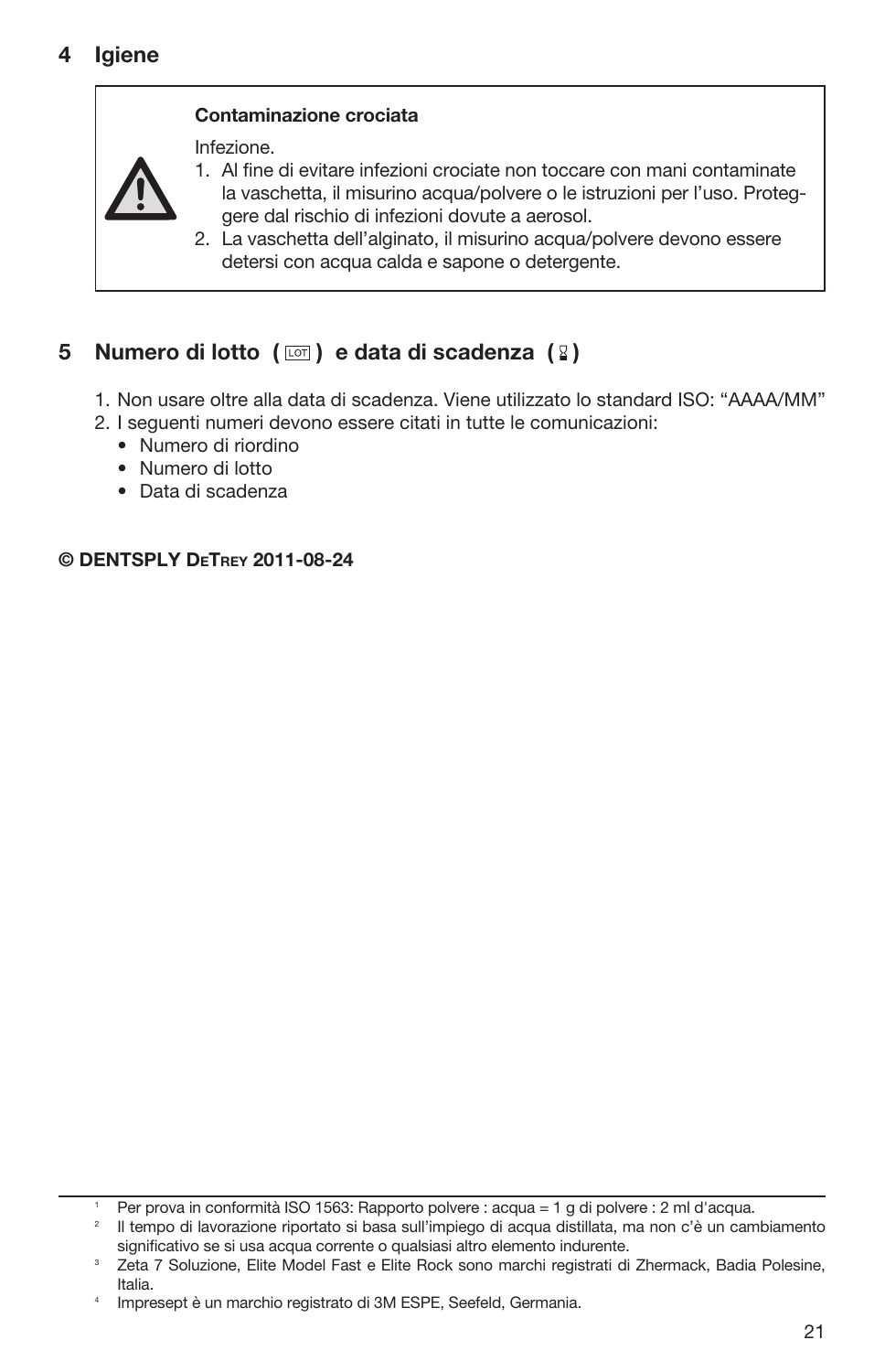## 4 Igiene

> **Contaminazione crociata**
>
> Infezione.
>
> 1. Al fine di evitare infezioni crociate non toccare con mani contaminate la vaschetta, il misurino acqua/polvere o le istruzioni per l'uso. Proteggere dal rischio di infezioni dovute a aerosol.
> 2. La vaschetta dell'alginato, il misurino acqua/polvere devono essere detersi con acqua calda e sapone o detergente.

## 5 Numero di lotto ( LOT ) e data di scadenza ( ⌛ )

1. Non usare oltre alla data di scadenza. Viene utilizzato lo standard ISO: "AAAA/MM"
2. I seguenti numeri devono essere citati in tutte le comunicazioni:
   - Numero di riordino
   - Numero di lotto
   - Data di scadenza

**© DENTSPLY DeTrey 2011-08-24**

---

[1] Per prova in conformità ISO 1563: Rapporto polvere : acqua = 1 g di polvere : 2 ml d'acqua.

[2] Il tempo di lavorazione riportato si basa sull'impiego di acqua distillata, ma non c'è un cambiamento significativo se si usa acqua corrente o qualsiasi altro elemento indurente.

[3] Zeta 7 Soluzione, Elite Model Fast e Elite Rock sono marchi registrati di Zhermack, Badia Polesine, Italia.

[4] Impresept è un marchio registrato di 3M ESPE, Seefeld, Germania.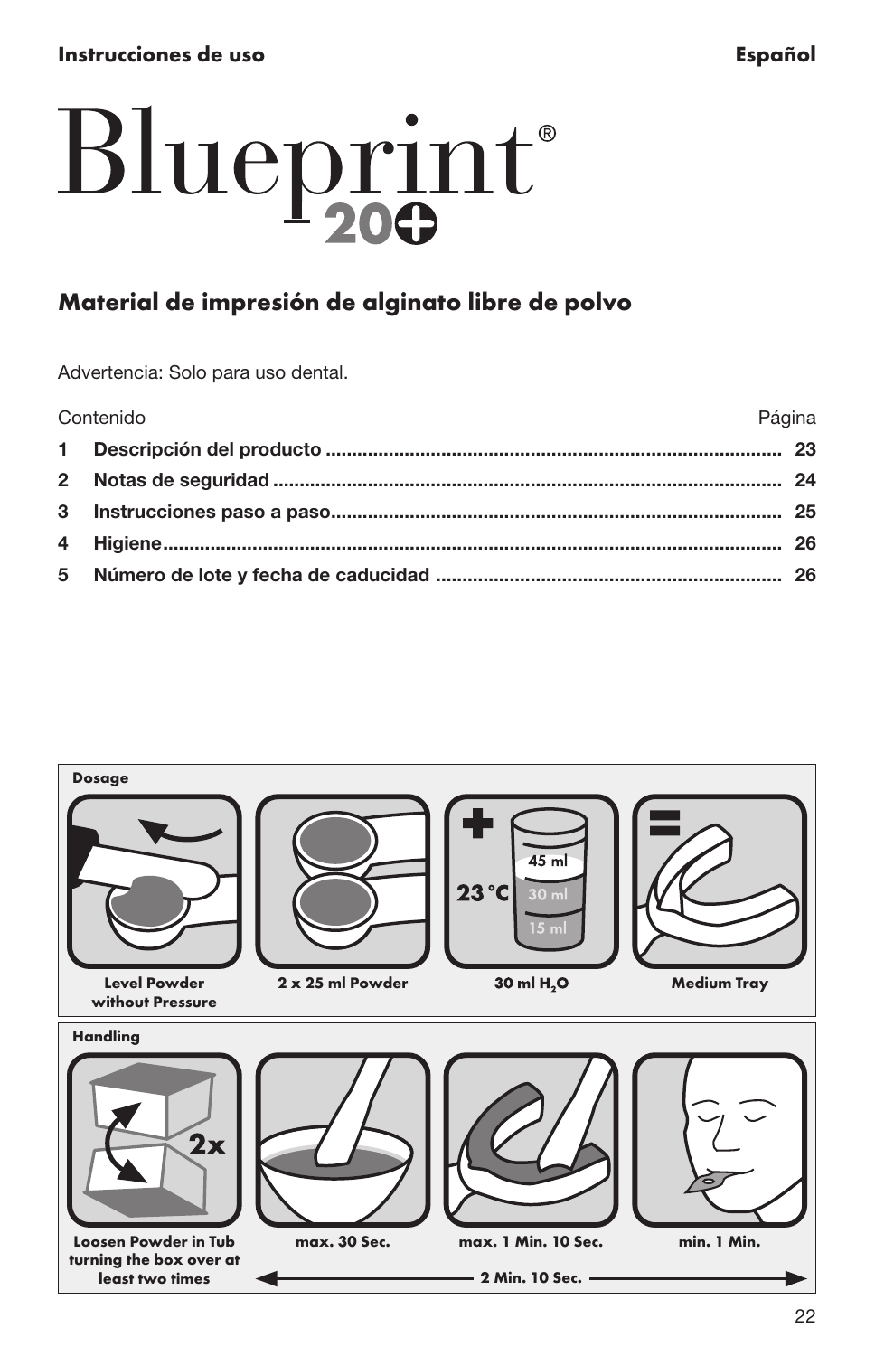# Blueprint® 20+

## Material de impresión de alginato libre de polvo

Advertencia: Solo para uso dental.

| Contenido | Página |
|---|---|
| **1 Descripción del producto** | **23** |
| **2 Notas de seguridad** | **24** |
| **3 Instrucciones paso a paso** | **25** |
| **4 Higiene** | **26** |
| **5 Número de lote y fecha de caducidad** | **26** |

**Dosage**

| Level Powder without Pressure | 2 x 25 ml Powder | 30 ml $H_2O$ (23 °C) | Medium Tray |
|---|---|---|---|

**Handling**

| Loosen Powder in Tub turning the box over at least two times (2x) | max. 30 Sec. | max. 1 Min. 10 Sec. | min. 1 Min. |
|---|---|---|---|
| | 2 Min. 10 Sec. | | |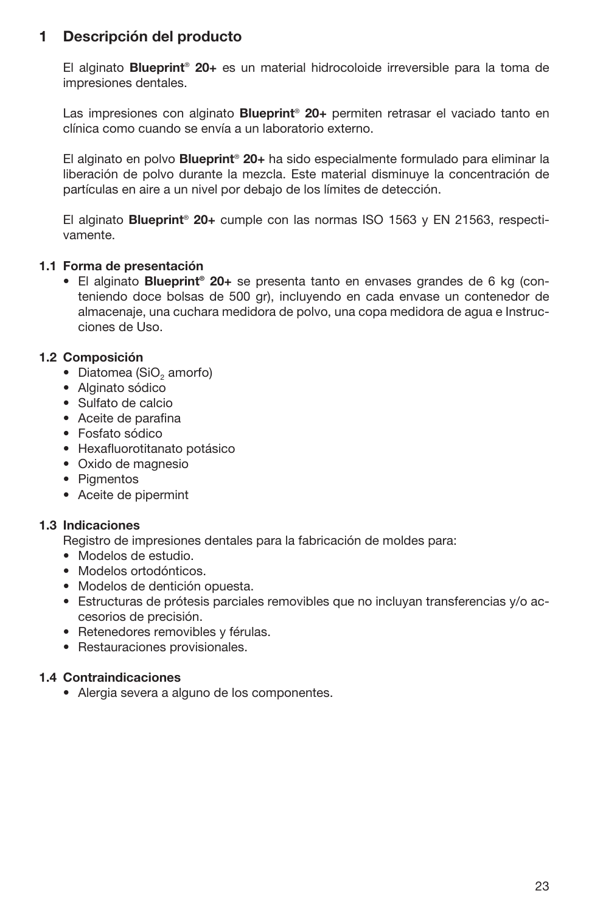## 1 Descripción del producto

El alginato **Blueprint® 20+** es un material hidrocoloide irreversible para la toma de impresiones dentales.

Las impresiones con alginato **Blueprint® 20+** permiten retrasar el vaciado tanto en clínica como cuando se envía a un laboratorio externo.

El alginato en polvo **Blueprint® 20+** ha sido especialmente formulado para eliminar la liberación de polvo durante la mezcla. Este material disminuye la concentración de partículas en aire a un nivel por debajo de los límites de detección.

El alginato **Blueprint® 20+** cumple con las normas ISO 1563 y EN 21563, respectivamente.

### 1.1 Forma de presentación

- El alginato **Blueprint® 20+** se presenta tanto en envases grandes de 6 kg (conteniendo doce bolsas de 500 gr), incluyendo en cada envase un contenedor de almacenaje, una cuchara medidora de polvo, una copa medidora de agua e Instrucciones de Uso.

### 1.2 Composición

- Diatomea ($SiO_2$ amorfo)
- Alginato sódico
- Sulfato de calcio
- Aceite de parafina
- Fosfato sódico
- Hexafluorotitanato potásico
- Oxido de magnesio
- Pigmentos
- Aceite de pipermint

### 1.3 Indicaciones

Registro de impresiones dentales para la fabricación de moldes para:

- Modelos de estudio.
- Modelos ortodónticos.
- Modelos de dentición opuesta.
- Estructuras de prótesis parciales removibles que no incluyan transferencias y/o accesorios de precisión.
- Retenedores removibles y férulas.
- Restauraciones provisionales.

### 1.4 Contraindicaciones

- Alergia severa a alguno de los componentes.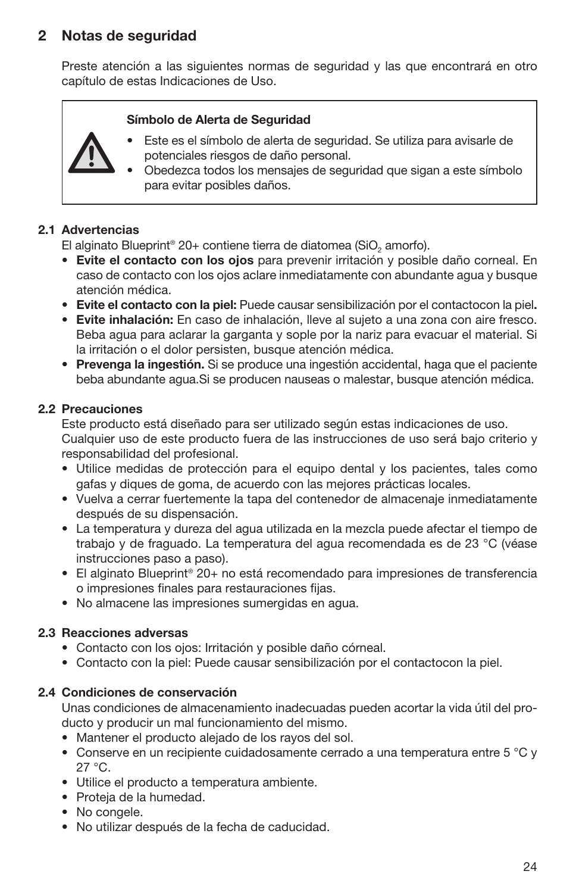## 2 Notas de seguridad

Preste atención a las siguientes normas de seguridad y las que encontrará en otro capítulo de estas Indicaciones de Uso.

**Símbolo de Alerta de Seguridad**

- Este es el símbolo de alerta de seguridad. Se utiliza para avisarle de potenciales riesgos de daño personal.
- Obedezca todos los mensajes de seguridad que sigan a este símbolo para evitar posibles daños.

### 2.1 Advertencias

El alginato Blueprint® 20+ contiene tierra de diatomea ($SiO_2$ amorfo).

- **Evite el contacto con los ojos** para prevenir irritación y posible daño corneal. En caso de contacto con los ojos aclare inmediatamente con abundante agua y busque atención médica.
- **Evite el contacto con la piel:** Puede causar sensibilización por el contactocon la piel**.**
- **Evite inhalación:** En caso de inhalación, lleve al sujeto a una zona con aire fresco. Beba agua para aclarar la garganta y sople por la nariz para evacuar el material. Si la irritación o el dolor persisten, busque atención médica.
- **Prevenga la ingestión.** Si se produce una ingestión accidental, haga que el paciente beba abundante agua.Si se producen nauseas o malestar, busque atención médica.

### 2.2 Precauciones

Este producto está diseñado para ser utilizado según estas indicaciones de uso. Cualquier uso de este producto fuera de las instrucciones de uso será bajo criterio y responsabilidad del profesional.

- Utilice medidas de protección para el equipo dental y los pacientes, tales como gafas y diques de goma, de acuerdo con las mejores prácticas locales.
- Vuelva a cerrar fuertemente la tapa del contenedor de almacenaje inmediatamente después de su dispensación.
- La temperatura y dureza del agua utilizada en la mezcla puede afectar el tiempo de trabajo y de fraguado. La temperatura del agua recomendada es de 23 °C (véase instrucciones paso a paso).
- El alginato Blueprint® 20+ no está recomendado para impresiones de transferencia o impresiones finales para restauraciones fijas.
- No almacene las impresiones sumergidas en agua.

### 2.3 Reacciones adversas

- Contacto con los ojos: Irritación y posible daño córneal.
- Contacto con la piel: Puede causar sensibilización por el contactocon la piel.

### 2.4 Condiciones de conservación

Unas condiciones de almacenamiento inadecuadas pueden acortar la vida útil del producto y producir un mal funcionamiento del mismo.

- Mantener el producto alejado de los rayos del sol.
- Conserve en un recipiente cuidadosamente cerrado a una temperatura entre 5 °C y 27 °C.
- Utilice el producto a temperatura ambiente.
- Proteja de la humedad.
- No congele.
- No utilizar después de la fecha de caducidad.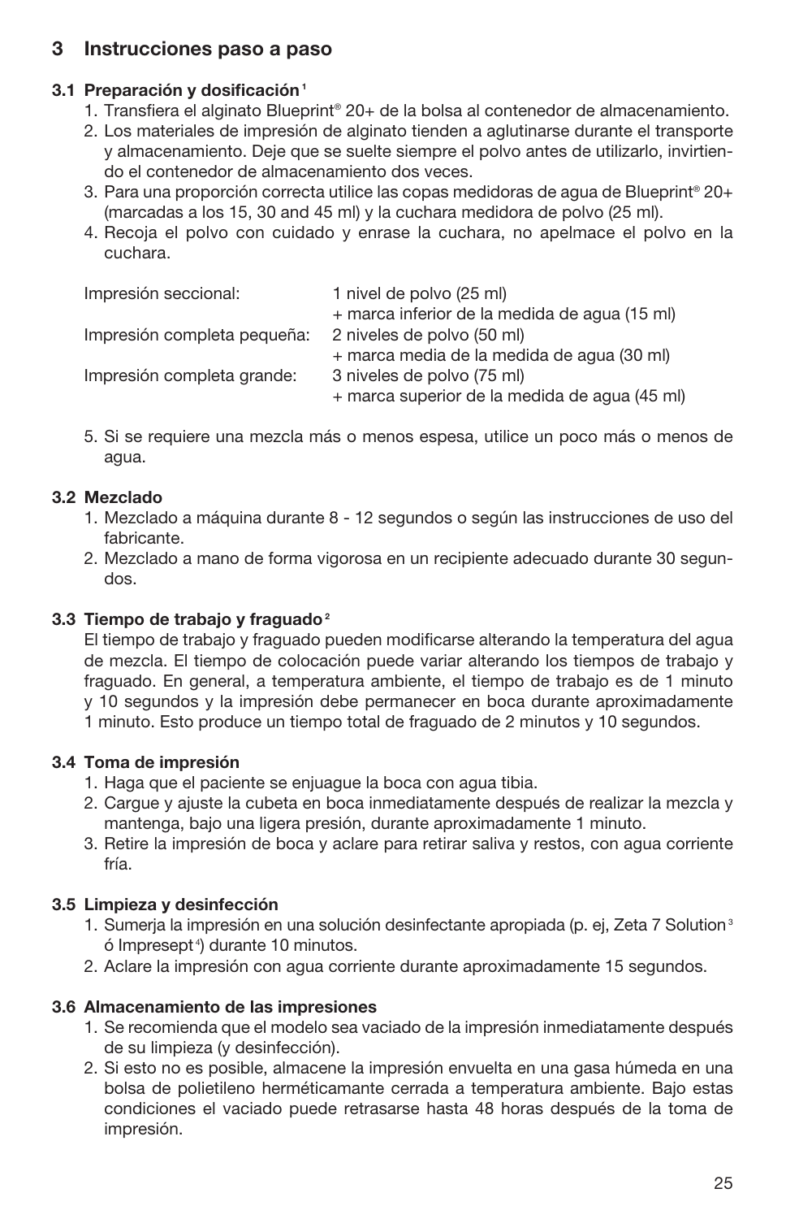## 3 Instrucciones paso a paso

### 3.1 Preparación y dosificación[1]

1. Transfiera el alginato Blueprint® 20+ de la bolsa al contenedor de almacenamiento.
2. Los materiales de impresión de alginato tienden a aglutinarse durante el transporte y almacenamiento. Deje que se suelte siempre el polvo antes de utilizarlo, invirtiendo el contenedor de almacenamiento dos veces.
3. Para una proporción correcta utilice las copas medidoras de agua de Blueprint® 20+ (marcadas a los 15, 30 and 45 ml) y la cuchara medidora de polvo (25 ml).
4. Recoja el polvo con cuidado y enrase la cuchara, no apelmace el polvo en la cuchara.

| | |
|---|---|
| Impresión seccional: | 1 nivel de polvo (25 ml)<br>+ marca inferior de la medida de agua (15 ml) |
| Impresión completa pequeña: | 2 niveles de polvo (50 ml)<br>+ marca media de la medida de agua (30 ml) |
| Impresión completa grande: | 3 niveles de polvo (75 ml)<br>+ marca superior de la medida de agua (45 ml) |

5. Si se requiere una mezcla más o menos espesa, utilice un poco más o menos de agua.

### 3.2 Mezclado

1. Mezclado a máquina durante 8 - 12 segundos o según las instrucciones de uso del fabricante.
2. Mezclado a mano de forma vigorosa en un recipiente adecuado durante 30 segundos.

### 3.3 Tiempo de trabajo y fraguado[2]

El tiempo de trabajo y fraguado pueden modificarse alterando la temperatura del agua de mezcla. El tiempo de colocación puede variar alterando los tiempos de trabajo y fraguado. En general, a temperatura ambiente, el tiempo de trabajo es de 1 minuto y 10 segundos y la impresión debe permanecer en boca durante aproximadamente 1 minuto. Esto produce un tiempo total de fraguado de 2 minutos y 10 segundos.

### 3.4 Toma de impresión

1. Haga que el paciente se enjuague la boca con agua tibia.
2. Cargue y ajuste la cubeta en boca inmediatamente después de realizar la mezcla y mantenga, bajo una ligera presión, durante aproximadamente 1 minuto.
3. Retire la impresión de boca y aclare para retirar saliva y restos, con agua corriente fría.

### 3.5 Limpieza y desinfección

1. Sumerja la impresión en una solución desinfectante apropiada (p. ej, Zeta 7 Solution[3] ó Impresept[4]) durante 10 minutos.
2. Aclare la impresión con agua corriente durante aproximadamente 15 segundos.

### 3.6 Almacenamiento de las impresiones

1. Se recomienda que el modelo sea vaciado de la impresión inmediatamente despúés de su limpieza (y desinfección).
2. Si esto no es posible, almacene la impresión envuelta en una gasa húmeda en una bolsa de polietileno herméticamante cerrada a temperatura ambiente. Bajo estas condiciones el vaciado puede retrasarse hasta 48 horas después de la toma de impresión.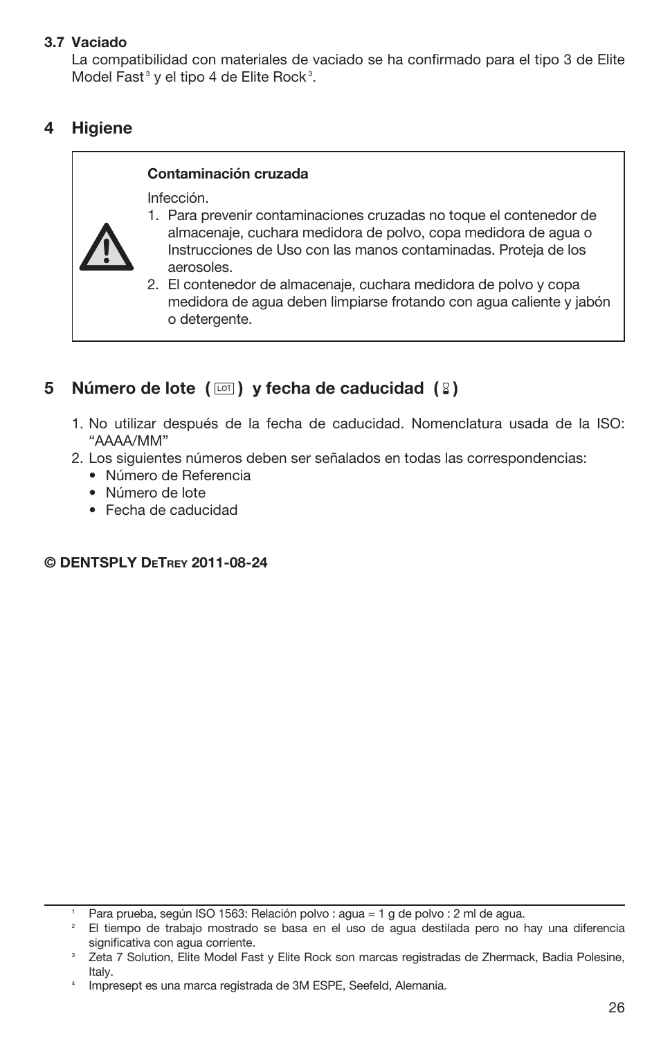### 3.7 Vaciado

La compatibilidad con materiales de vaciado se ha confirmado para el tipo 3 de Elite Model Fast[3] y el tipo 4 de Elite Rock[3].

## 4 Higiene

> **Contaminación cruzada**
>
> Infección.
>
> 1. Para prevenir contaminaciones cruzadas no toque el contenedor de almacenaje, cuchara medidora de polvo, copa medidora de agua o Instrucciones de Uso con las manos contaminadas. Proteja de los aerosoles.
> 2. El contenedor de almacenaje, cuchara medidora de polvo y copa medidora de agua deben limpiarse frotando con agua caliente y jabón o detergente.

## 5 Número de lote ( LOT ) y fecha de caducidad ( ⧗ )

1. No utilizar después de la fecha de caducidad. Nomenclatura usada de la ISO: "AAAA/MM"
2. Los siguientes números deben ser señalados en todas las correspondencias:
   - Número de Referencia
   - Número de lote
   - Fecha de caducidad

**© DENTSPLY DeTrey 2011-08-24**

---

[1] Para prueba, según ISO 1563: Relación polvo : agua = 1 g de polvo : 2 ml de agua.

[2] El tiempo de trabajo mostrado se basa en el uso de agua destilada pero no hay una diferencia significativa con agua corriente.

[3] Zeta 7 Solution, Elite Model Fast y Elite Rock son marcas registradas de Zhermack, Badia Polesine, Italy.

[4] Impresept es una marca registrada de 3M ESPE, Seefeld, Alemania.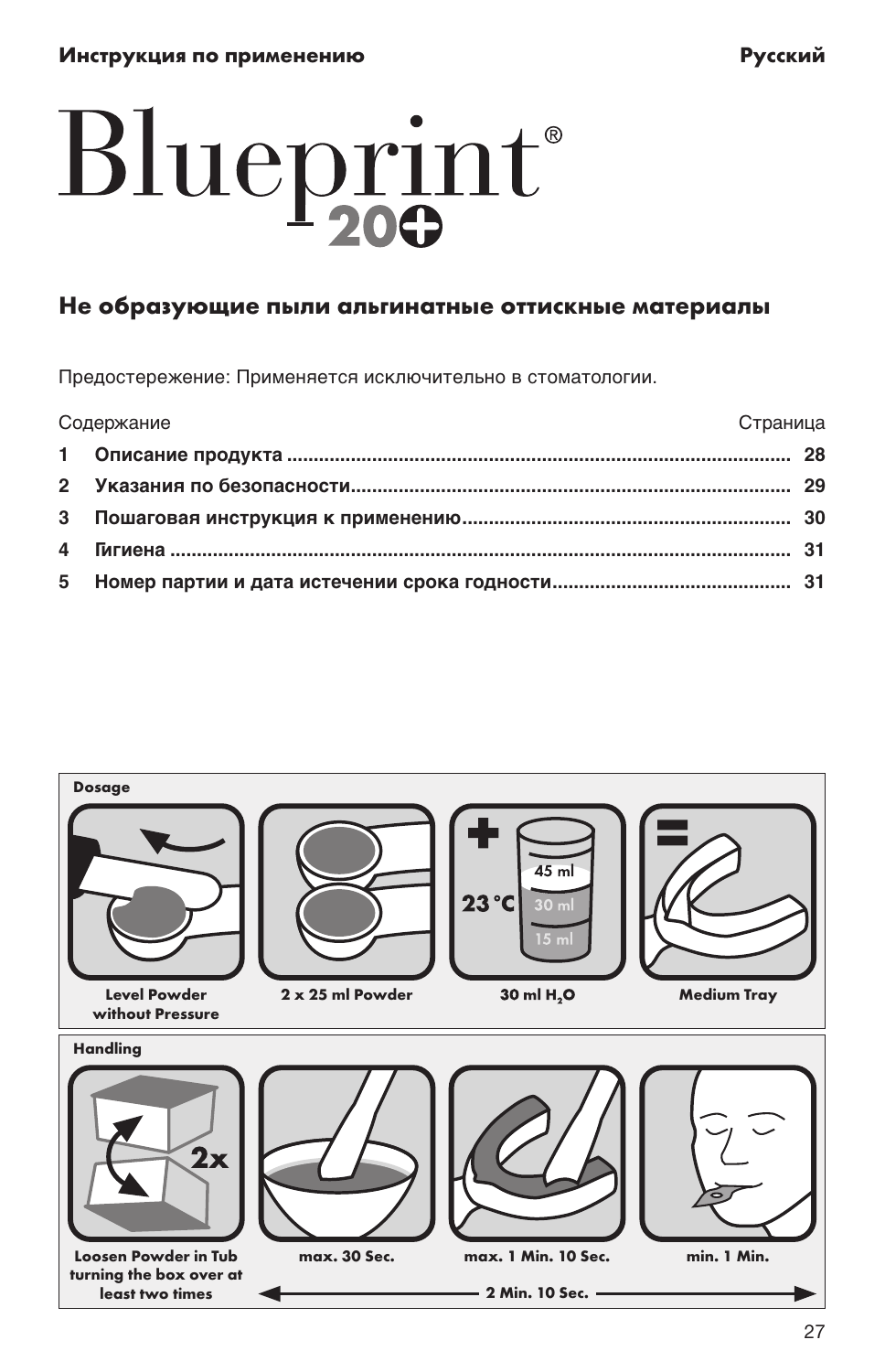Инструкция по применению | Русский

# Blueprint® 20+

## Не образующие пыли альгинатные оттискные материалы

Предостережение: Применяется исключительно в стоматологии.

| Содержание | Страница |
|---|---|
| **1 Описание продукта** | **28** |
| **2 Указания по безопасности** | **29** |
| **3 Пошаговая инструкция к применению** | **30** |
| **4 Гигиена** | **31** |
| **5 Номер партии и дата истечении срока годности** | **31** |

**Dosage**

| Level Powder without Pressure | 2 x 25 ml Powder | 30 ml $H_2O$ (23 °C) | Medium Tray |
|---|---|---|---|

**Handling**

| Loosen Powder in Tub turning the box over at least two times (2x) | max. 30 Sec. | max. 1 Min. 10 Sec. | min. 1 Min. |
|---|---|---|---|

2 Min. 10 Sec.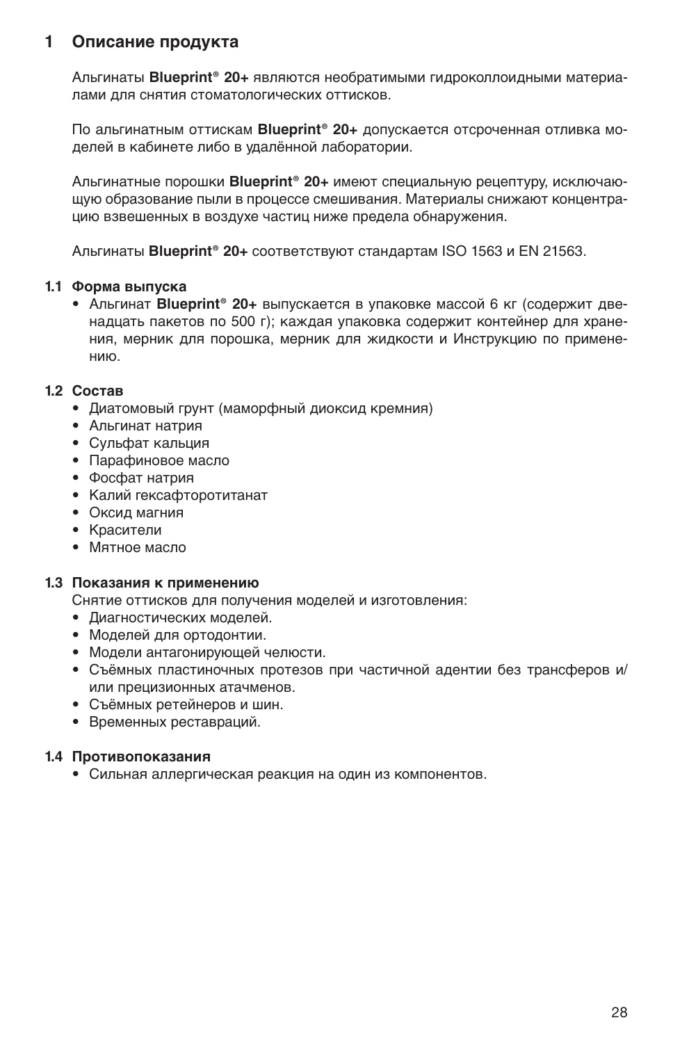# 1 Описание продукта

Альгинаты **Blueprint® 20+** являются необратимыми гидроколлоидными материалами для снятия стоматологических оттисков.

По альгинатным оттискам **Blueprint® 20+** допускается отсроченная отливка моделей в кабинете либо в удалённой лаборатории.

Альгинатные порошки **Blueprint® 20+** имеют специальную рецептуру, исключающую образование пыли в процессе смешивания. Материалы снижают концентрацию взвешенных в воздухе частиц ниже предела обнаружения.

Альгинаты **Blueprint® 20+** соответствуют стандартам ISO 1563 и EN 21563.

## 1.1 Форма выпуска

- Альгинат **Blueprint® 20+** выпускается в упаковке массой 6 кг (содержит двенадцать пакетов по 500 г); каждая упаковка содержит контейнер для хранения, мерник для порошка, мерник для жидкости и Инструкцию по применению.

## 1.2 Состав

- Диатомовый грунт (маморфный диоксид кремния)
- Альгинат натрия
- Сульфат кальция
- Парафиновое масло
- Фосфат натрия
- Калий гексафторотитанат
- Оксид магния
- Красители
- Мятное масло

## 1.3 Показания к применению

Снятие оттисков для получения моделей и изготовления:

- Диагностических моделей.
- Моделей для ортодонтии.
- Модели антагонирующей челюсти.
- Съёмных пластиночных протезов при частичной адентии без трансферов и/или прецизионных атачменов.
- Съёмных ретейнеров и шин.
- Временных реставраций.

## 1.4 Противопоказания

- Сильная аллергическая реакция на один из компонентов.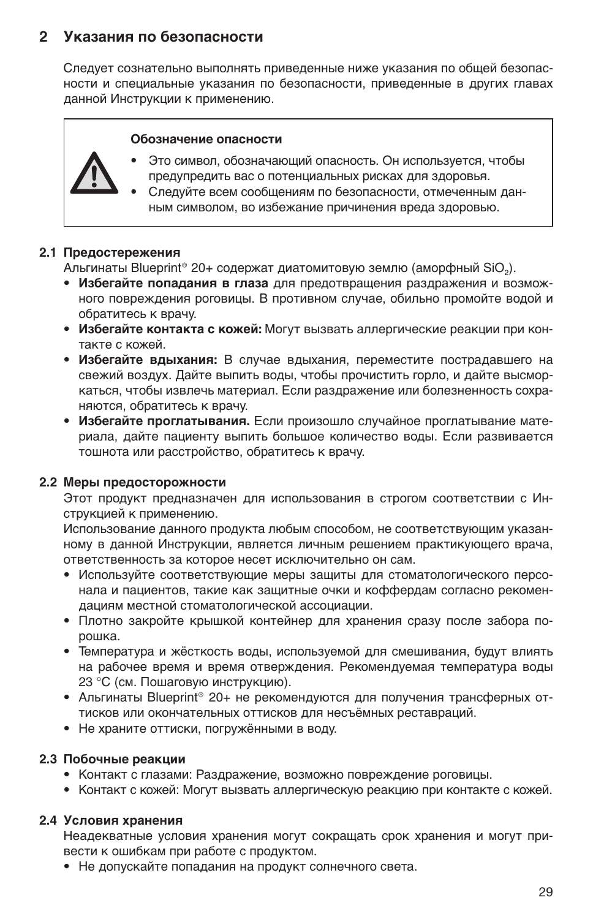## 2 Указания по безопасности

Следует сознательно выполнять приведенные ниже указания по общей безопасности и специальные указания по безопасности, приведенные в других главах данной Инструкции к применению.

> **Обозначение опасности**
>
> - Это символ, обозначающий опасность. Он используется, чтобы предупредить вас о потенциальных рисках для здоровья.
> - Следуйте всем сообщениям по безопасности, отмеченным данным символом, во избежание причинения вреда здоровью.

### 2.1 Предостережения

Альгинаты Blueprint® 20+ содержат диатомитовую землю (аморфный $SiO_2$).

- **Избегайте попадания в глаза** для предотвращения раздражения и возможного повреждения роговицы. В противном случае, обильно промойте водой и обратитесь к врачу.
- **Избегайте контакта с кожей:** Могут вызвать аллергические реакции при контакте с кожей.
- **Избегайте вдыхания:** В случае вдыхания, переместите пострадавшего на свежий воздух. Дайте выпить воды, чтобы прочистить горло, и дайте высморкаться, чтобы извлечь материал. Если раздражение или болезненность сохраняются, обратитесь к врачу.
- **Избегайте проглатывания.** Если произошло случайное проглатывание материала, дайте пациенту выпить большое количество воды. Если развивается тошнота или расстройство, обратитесь к врачу.

### 2.2 Меры предосторожности

Этот продукт предназначен для использования в строгом соответствии с Инструкцией к применению.

Использование данного продукта любым способом, не соответствующим указанному в данной Инструкции, является личным решением практикующего врача, ответственность за которое несет исключительно он сам.

- Используйте соответствующие меры защиты для стоматологического персонала и пациентов, такие как защитные очки и коффердам согласно рекомендациям местной стоматологической ассоциации.
- Плотно закройте крышкой контейнер для хранения сразу после забора порошка.
- Температура и жёсткость воды, используемой для смешивания, будут влиять на рабочее время и время отверждения. Рекомендуемая температура воды 23 °C (см. Пошаговую инструкцию).
- Альгинаты Blueprint® 20+ не рекомендуются для получения трансферных оттисков или окончательных оттисков для несъёмных реставраций.
- Не храните оттиски, погружёнными в воду.

### 2.3 Побочные реакции

- Контакт с глазами: Раздражение, возможно повреждение роговицы.
- Контакт с кожей: Могут вызвать аллергическую реакцию при контакте с кожей.

### 2.4 Условия хранения

Неадекватные условия хранения могут сокращать срок хранения и могут привести к ошибкам при работе с продуктом.

- Не допускайте попадания на продукт солнечного света.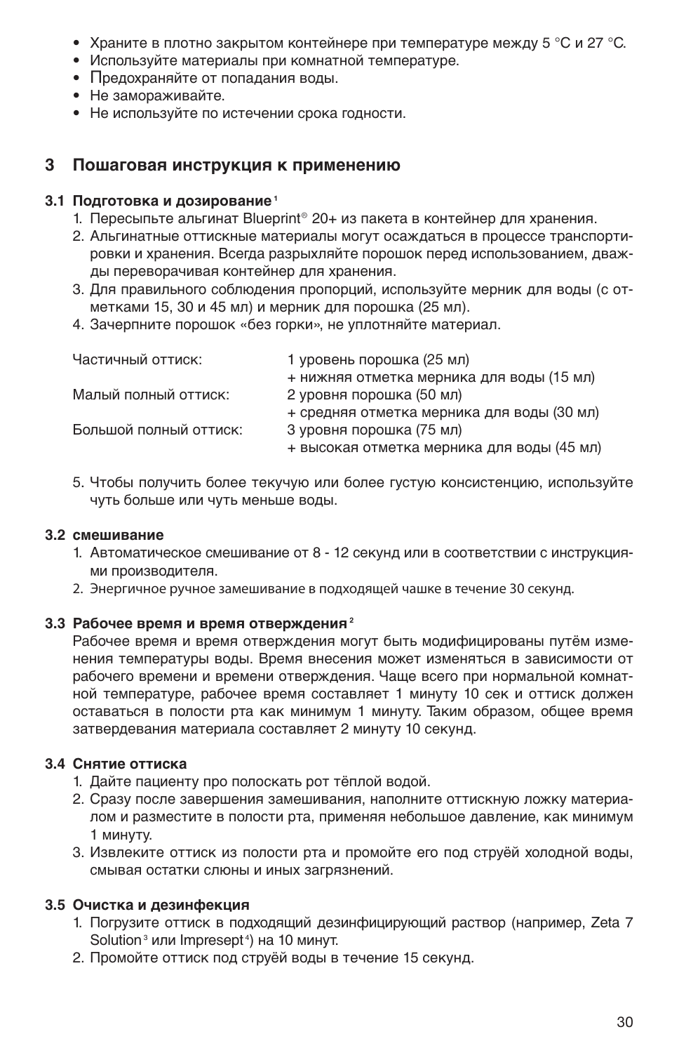- Храните в плотно закрытом контейнере при температуре между 5 °C и 27 °C.
- Используйте материалы при комнатной температуре.
- Предохраняйте от попадания воды.
- Не замораживайте.
- Не используйте по истечении срока годности.

## 3 Пошаговая инструкция к применению

### 3.1 Подготовка и дозирование [1]

1. Пересыпьте альгинат Blueprint® 20+ из пакета в контейнер для хранения.
2. Альгинатные оттискные материалы могут осаждаться в процессе транспортировки и хранения. Всегда разрыхляйте порошок перед использованием, дважды переворачивая контейнер для хранения.
3. Для правильного соблюдения пропорций, используйте мерник для воды (с отметками 15, 30 и 45 мл) и мерник для порошка (25 мл).
4. Зачерпните порошок «без горки», не уплотняйте материал.

| | |
|---|---|
| Частичный оттиск: | 1 уровень порошка (25 мл) + нижняя отметка мерника для воды (15 мл) |
| Малый полный оттиск: | 2 уровня порошка (50 мл) + средняя отметка мерника для воды (30 мл) |
| Большой полный оттиск: | 3 уровня порошка (75 мл) + высокая отметка мерника для воды (45 мл) |

5. Чтобы получить более текучую или более густую консистенцию, используйте чуть больше или чуть меньше воды.

### 3.2 смешивание

1. Автоматическое смешивание от 8 - 12 секунд или в соответствии с инструкциями производителя.
2. Энергичное ручное замешивание в подходящей чашке в течение 30 секунд.

### 3.3 Рабочее время и время отверждения [2]

Рабочее время и время отверждения могут быть модифицированы путём изменения температуры воды. Время внесения может изменяться в зависимости от рабочего времени и времени отверждения. Чаще всего при нормальной комнатной температуре, рабочее время составляет 1 минуту 10 сек и оттиск должен оставаться в полости рта как минимум 1 минуту. Таким образом, общее время затвердевания материала составляет 2 минуту 10 секунд.

### 3.4 Снятие оттиска

1. Дайте пациенту про полоскать рот тёплой водой.
2. Сразу после завершения замешивания, наполните оттискную ложку материалом и разместите в полости рта, применяя небольшое давление, как минимум 1 минуту.
3. Извлеките оттиск из полости рта и промойте его под струёй холодной воды, смывая остатки слюны и иных загрязнений.

### 3.5 Очистка и дезинфекция

1. Погрузите оттиск в подходящий дезинфицирующий раствор (например, Zeta 7 Solution[3] или Impresept[4]) на 10 минут.
2. Промойте оттиск под струёй воды в течение 15 секунд.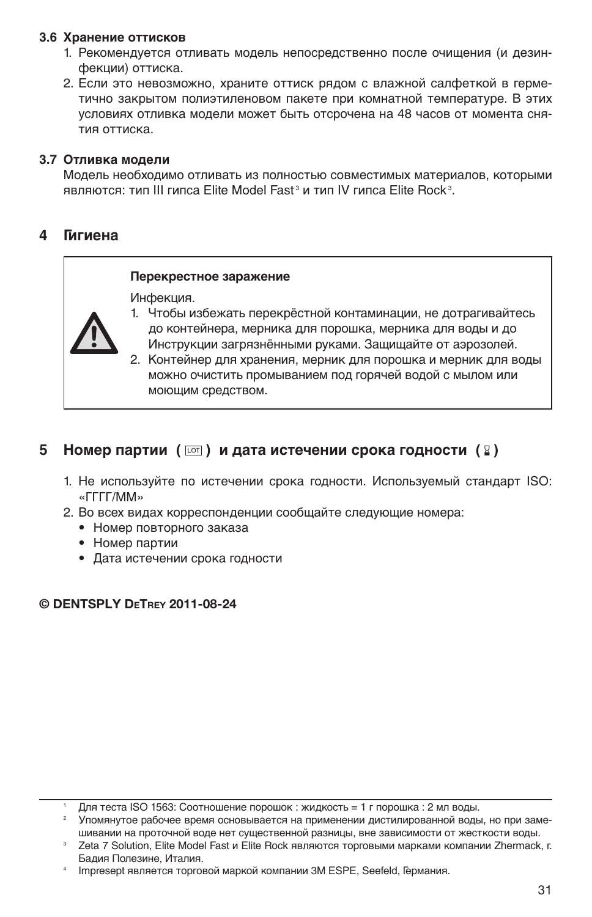### 3.6 Хранение оттисков

1. Рекомендуется отливать модель непосредственно после очищения (и дезинфекции) оттиска.
2. Если это невозможно, храните оттиск рядом с влажной салфеткой в герметично закрытом полиэтиленовом пакете при комнатной температуре. В этих условиях отливка модели может быть отсрочена на 48 часов от момента снятия оттиска.

### 3.7 Отливка модели

Модель необходимо отливать из полностью совместимых материалов, которыми являются: тип III гипса Elite Model Fast[3] и тип IV гипса Elite Rock[3].

## 4 Гигиена

> ⚠
>
> **Перекрестное заражение**
>
> Инфекция.
>
> 1. Чтобы избежать перекрёстной контаминации, не дотрагивайтесь до контейнера, мерника для порошка, мерника для воды и до Инструкции загрязнёнными руками. Защищайте от аэрозолей.
> 2. Контейнер для хранения, мерник для порошка и мерник для воды можно очистить промыванием под горячей водой с мылом или моющим средством.

## 5 Номер партии ( LOT ) и дата истечении срока годности ( ⌛ )

1. Не используйте по истечении срока годности. Используемый стандарт ISO: «ГГГГ/ММ»
2. Во всех видах корреспонденции сообщайте следующие номера:
   - Номер повторного заказа
   - Номер партии
   - Дата истечении срока годности

**© DENTSPLY DeTrey 2011-08-24**

---

[1] Для теста ISO 1563: Соотношение порошок : жидкость = 1 г порошка : 2 мл воды.

[2] Упомянутое рабочее время основывается на применении дистилированной воды, но при замешивании на проточной воде нет существенной разницы, вне зависимости от жесткости воды.

[3] Zeta 7 Solution, Elite Model Fast и Elite Rock являются торговыми марками компании Zhermack, г. Бадия Полезине, Италия.

[4] Impresept является торговой маркой компании 3M ESPE, Seefeld, Германия.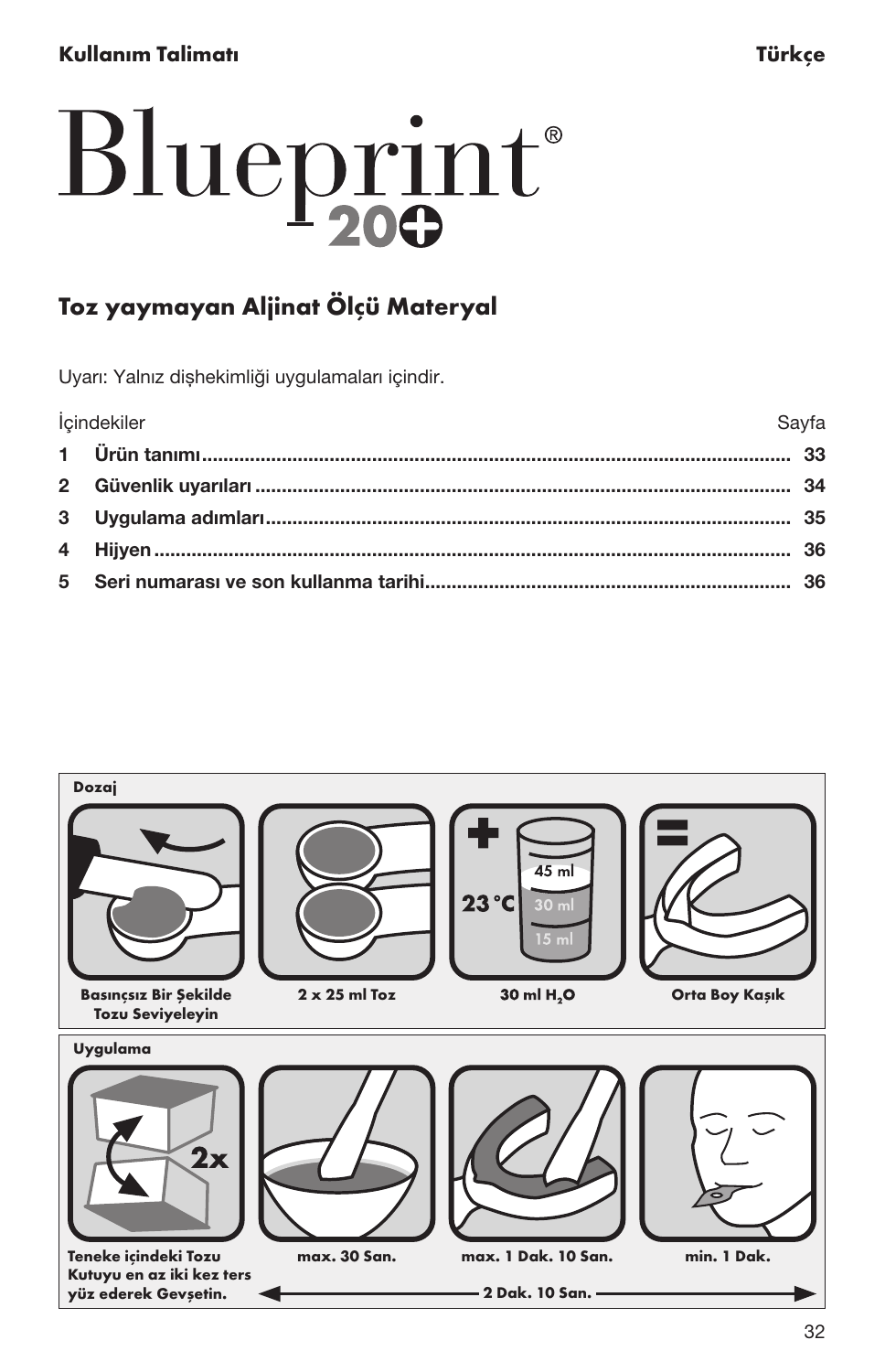**Kullanım Talimatı** **Türkçe**

# Blueprint® 20+

## Toz yaymayan Aljinat Ölçü Materyal

Uyarı: Yalnız dişhekimliği uygulamaları içindir.

| İçindekiler | Sayfa |
|---|---|
| **1 Ürün tanımı** | **33** |
| **2 Güvenlik uyarıları** | **34** |
| **3 Uygulama adımları** | **35** |
| **4 Hijyen** | **36** |
| **5 Seri numarası ve son kullanma tarihi** | **36** |

**Dozaj**

- Basınçsız Bir Şekilde Tozu Seviyeleyin
- 2 x 25 ml Toz
- + 30 ml $H_2O$ (23 °C; 45 ml, 30 ml, 15 ml)
- = Orta Boy Kaşık

**Uygulama**

- Teneke içindeki Tozu Kutuyu en az iki kez ters yüz ederek Gevşetin. (2x)
- max. 30 San.
- max. 1 Dak. 10 San.
- min. 1 Dak.

2 Dak. 10 San.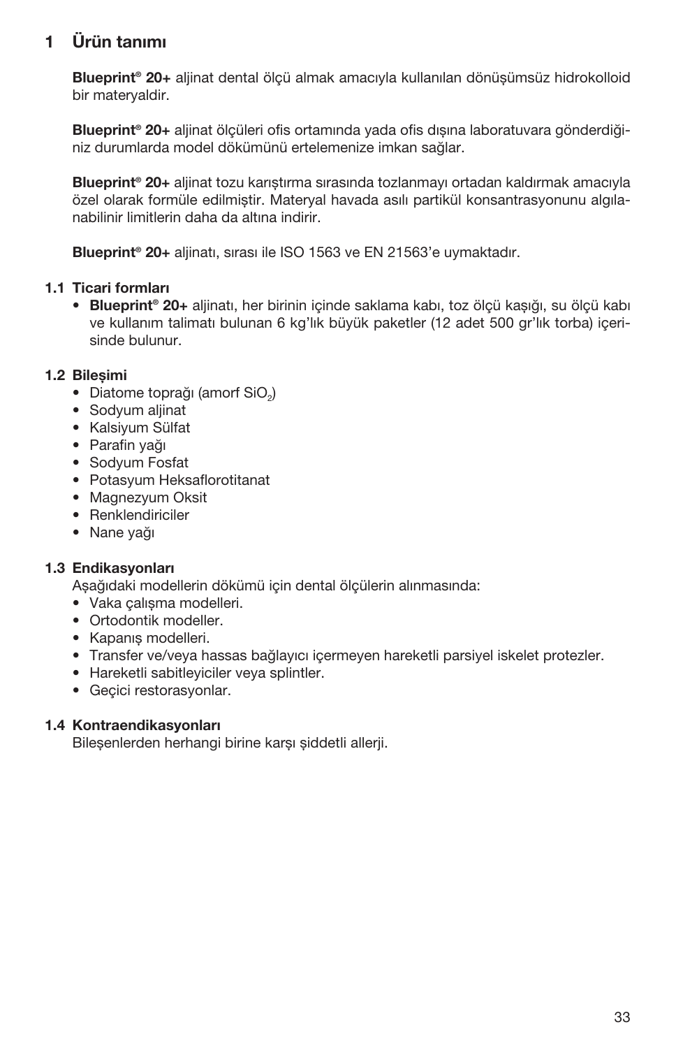# 1 Ürün tanımı

**Blueprint® 20+** aljinat dental ölçü almak amacıyla kullanılan dönüşümsüz hidrokolloid bir materyaldir.

**Blueprint® 20+** aljinat ölçüleri ofis ortamında yada ofis dışına laboratuvara gönderdiğiniz durumlarda model dökümünü ertelemenize imkan sağlar.

**Blueprint® 20+** aljinat tozu karıştırma sırasında tozlanmayı ortadan kaldırmak amacıyla özel olarak formüle edilmiştir. Materyal havada asılı partikül konsantrasyonunu algılanabilinir limitlerin daha da altına indirir.

**Blueprint® 20+** aljinatı, sırası ile ISO 1563 ve EN 21563'e uymaktadır.

## 1.1 Ticari formları

- **Blueprint® 20+** aljinatı, her birinin içinde saklama kabı, toz ölçü kaşığı, su ölçü kabı ve kullanım talimatı bulunan 6 kg'lık büyük paketler (12 adet 500 gr'lık torba) içerisinde bulunur.

## 1.2 Bileşimi

- Diatome toprağı (amorf $SiO_2$)
- Sodyum aljinat
- Kalsiyum Sülfat
- Parafin yağı
- Sodyum Fosfat
- Potasyum Heksaflorotitanat
- Magnezyum Oksit
- Renklendiriciler
- Nane yağı

## 1.3 Endikasyonları

Aşağıdaki modellerin dökümü için dental ölçülerin alınmasında:

- Vaka çalışma modelleri.
- Ortodontik modeller.
- Kapanış modelleri.
- Transfer ve/veya hassas bağlayıcı içermeyen hareketli parsiyel iskelet protezler.
- Hareketli sabitleyiciler veya splintler.
- Geçici restorasyonlar.

## 1.4 Kontraendikasyonları

Bileşenlerden herhangi birine karşı şiddetli allerji.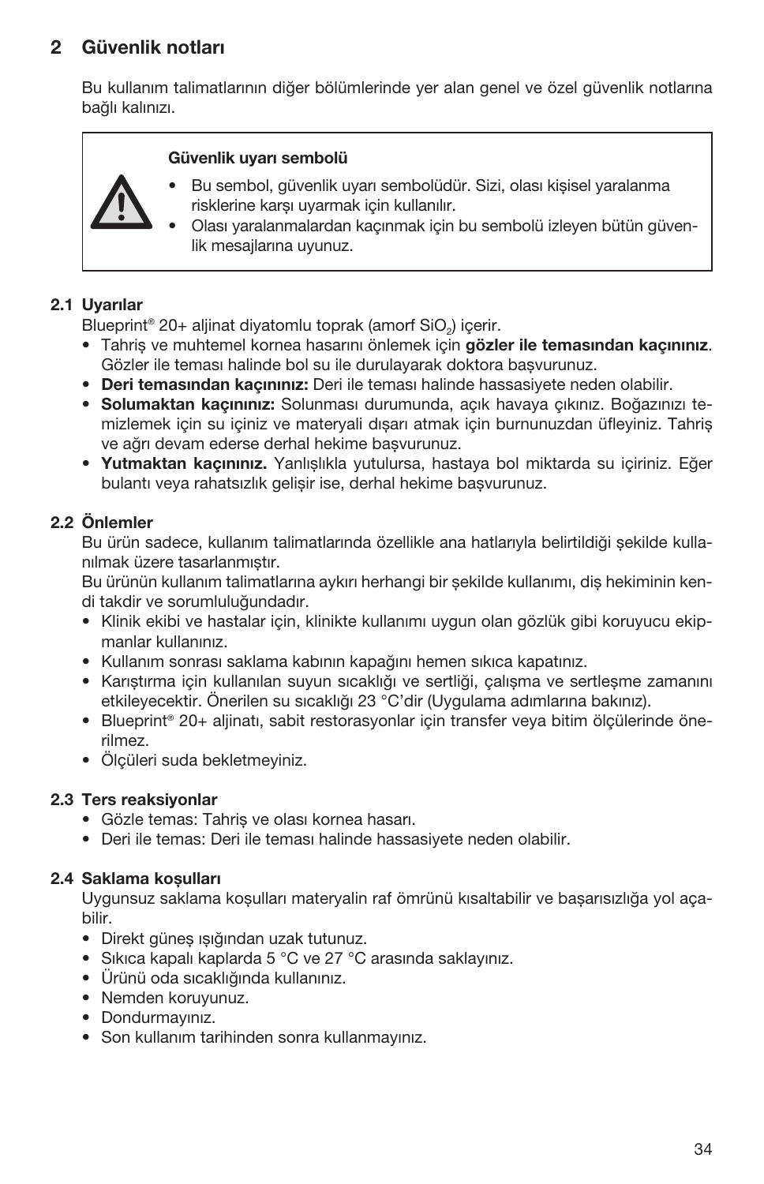## 2 Güvenlik notları

Bu kullanım talimatlarının diğer bölümlerinde yer alan genel ve özel güvenlik notlarına bağlı kalınızı.

> ⚠ **Güvenlik uyarı sembolü**
>
> - Bu sembol, güvenlik uyarı sembolüdür. Sizi, olası kişisel yaralanma risklerine karşı uyarmak için kullanılır.
> - Olası yaralanmalardan kaçınmak için bu sembolü izleyen bütün güvenlik mesajlarına uyunuz.

### 2.1 Uyarılar

Blueprint® 20+ aljinat diyatomlu toprak (amorf $SiO_2$) içerir.

- Tahriş ve muhtemel kornea hasarını önlemek için **gözler ile temasından kaçınınız**. Gözler ile teması halinde bol su ile durulayarak doktora başvurunuz.
- **Deri temasından kaçınınız:** Deri ile teması halinde hassasiyete neden olabilir.
- **Solumaktan kaçınınız:** Solunması durumunda, açık havaya çıkınız. Boğazınızı temizlemek için su içiniz ve materyali dışarı atmak için burnunuzdan üfleyiniz. Tahriş ve ağrı devam ederse derhal hekime başvurunuz.
- **Yutmaktan kaçınınız.** Yanlışlıkla yutulursa, hastaya bol miktarda su içiriniz. Eğer bulantı veya rahatsızlık gelişir ise, derhal hekime başvurunuz.

### 2.2 Önlemler

Bu ürün sadece, kullanım talimatlarında özellikle ana hatlarıyla belirtildiği şekilde kullanılmak üzere tasarlanmıştır.
Bu ürünün kullanım talimatlarına aykırı herhangi bir şekilde kullanımı, diş hekiminin kendi takdir ve sorumluluğundadır.

- Klinik ekibi ve hastalar için, klinikte kullanımı uygun olan gözlük gibi koruyucu ekipmanlar kullanınız.
- Kullanım sonrası saklama kabının kapağını hemen sıkıca kapatınız.
- Karıştırma için kullanılan suyun sıcaklığı ve sertliği, çalışma ve sertleşme zamanını etkileyecektir. Önerilen su sıcaklığı 23 °C'dir (Uygulama adımlarına bakınız).
- Blueprint® 20+ aljinatı, sabit restorasyonlar için transfer veya bitim ölçülerinde önerilmez.
- Ölçüleri suda bekletmeyiniz.

### 2.3 Ters reaksiyonlar

- Gözle temas: Tahriş ve olası kornea hasarı.
- Deri ile temas: Deri ile teması halinde hassasiyete neden olabilir.

### 2.4 Saklama koşulları

Uygunsuz saklama koşulları materyalin raf ömrünü kısaltabilir ve başarısızlığa yol açabilir.

- Direkt güneş ışığından uzak tutunuz.
- Sıkıca kapalı kaplarda 5 °C ve 27 °C arasında saklayınız.
- Ürünü oda sıcaklığında kullanınız.
- Nemden koruyunuz.
- Dondurmayınız.
- Son kullanım tarihinden sonra kullanmayınız.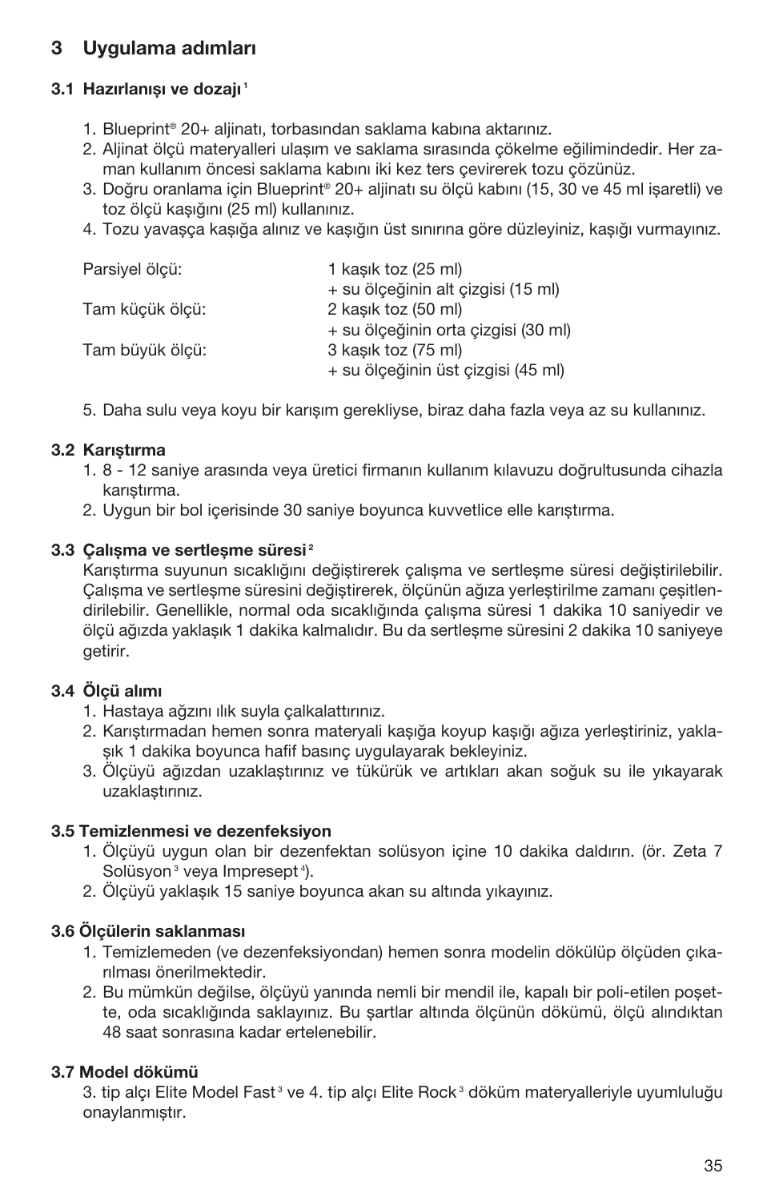## 3 Uygulama adımları

### 3.1 Hazırlanışı ve dozajı [1]

1. Blueprint® 20+ aljinatı, torbasından saklama kabına aktarınız.
2. Aljinat ölçü materyalleri ulaşım ve saklama sırasında çökelme eğilimindedir. Her zaman kullanım öncesi saklama kabını iki kez ters çevirerek tozu çözünüz.
3. Doğru oranlama için Blueprint® 20+ aljinatı su ölçü kabını (15, 30 ve 45 ml işaretli) ve toz ölçü kaşığını (25 ml) kullanınız.
4. Tozu yavaşça kaşığa alınız ve kaşığın üst sınırına göre düzleyiniz, kaşığı vurmayınız.

| | |
|---|---|
| Parsiyel ölçü: | 1 kaşık toz (25 ml) + su ölçeğinin alt çizgisi (15 ml) |
| Tam küçük ölçü: | 2 kaşık toz (50 ml) + su ölçeğinin orta çizgisi (30 ml) |
| Tam büyük ölçü: | 3 kaşık toz (75 ml) + su ölçeğinin üst çizgisi (45 ml) |

5. Daha sulu veya koyu bir karışım gerekliyse, biraz daha fazla veya az su kullanınız.

### 3.2 Karıştırma

1. 8 - 12 saniye arasında veya üretici firmanın kullanım kılavuzu doğrultusunda cihazla karıştırma.
2. Uygun bir bol içerisinde 30 saniye boyunca kuvvetlice elle karıştırma.

### 3.3 Çalışma ve sertleşme süresi [2]

Karıştırma suyunun sıcaklığını değiştirerek çalışma ve sertleşme süresi değiştirilebilir. Çalışma ve sertleşme süresini değiştirerek, ölçünün ağıza yerleştirilme zamanı çeşitlendirilebilir. Genellikle, normal oda sıcaklığında çalışma süresi 1 dakika 10 saniyedir ve ölçü ağızda yaklaşık 1 dakika kalmalıdır. Bu da sertleşme süresini 2 dakika 10 saniyeye getirir.

### 3.4 Ölçü alımı

1. Hastaya ağzını ılık suyla çalkalattırınız.
2. Karıştırmadan hemen sonra materyali kaşığa koyup kaşığı ağıza yerleştiriniz, yaklaşık 1 dakika boyunca hafif basınç uygulayarak bekleyiniz.
3. Ölçüyü ağızdan uzaklaştırınız ve tükürük ve artıkları akan soğuk su ile yıkayarak uzaklaştırınız.

### 3.5 Temizlenmesi ve dezenfeksiyon

1. Ölçüyü uygun olan bir dezenfektan solüsyon içine 10 dakika daldırın. (ör. Zeta 7 Solüsyon [3] veya Impresept [4]).
2. Ölçüyü yaklaşık 15 saniye boyunca akan su altında yıkayınız.

### 3.6 Ölçülerin saklanması

1. Temizlemeden (ve dezenfeksiyondan) hemen sonra modelin dökülüp ölçüden çıkarılması önerilmektedir.
2. Bu mümkün değilse, ölçüyü yanında nemli bir mendil ile, kapalı bir poli-etilen poşette, oda sıcaklığında saklayınız. Bu şartlar altında ölçünün dökümü, ölçü alındıktan 48 saat sonrasına kadar ertelenebilir.

### 3.7 Model dökümü

3. tip alçı Elite Model Fast [3] ve 4. tip alçı Elite Rock [3] döküm materyalleriyle uyumluluğu onaylanmıştır.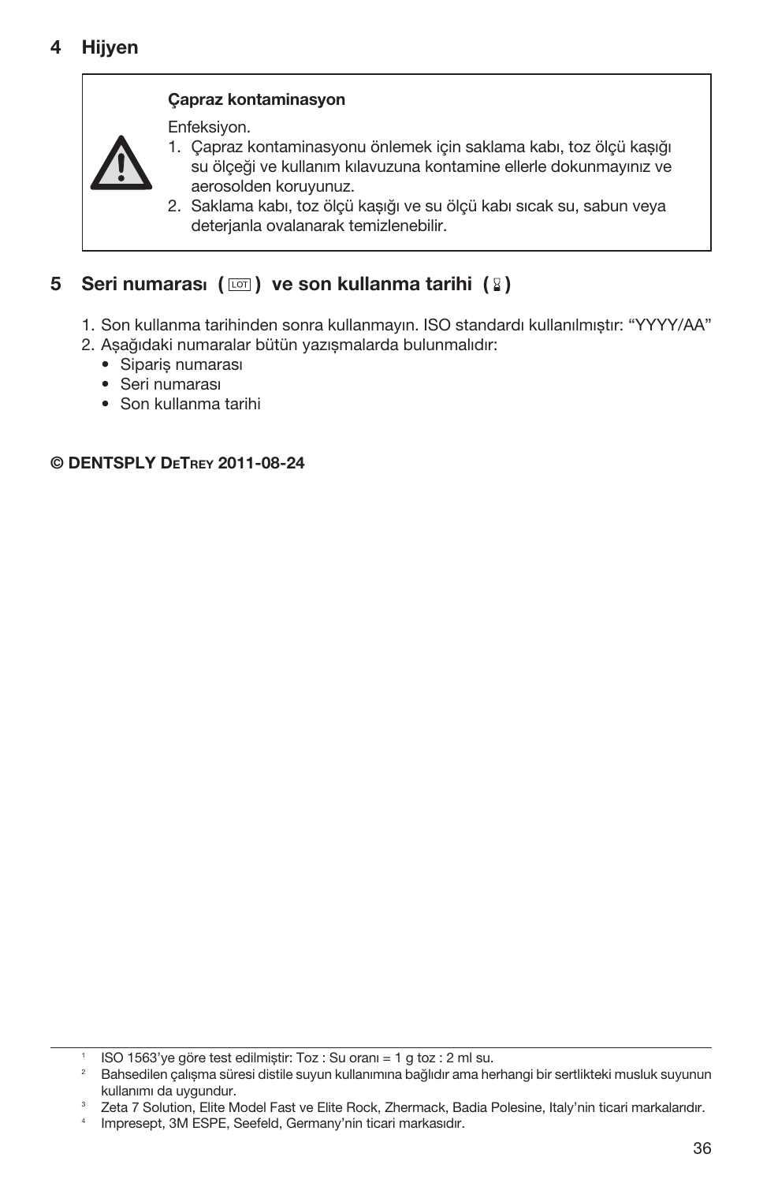## 4 Hijyen

> ⚠ **Çapraz kontaminasyon**
>
> Enfeksiyon.
> 1. Çapraz kontaminasyonu önlemek için saklama kabı, toz ölçü kaşığı su ölçeği ve kullanım kılavuzuna kontamine ellerle dokunmayınız ve aerosolden koruyunuz.
> 2. Saklama kabı, toz ölçü kaşığı ve su ölçü kabı sıcak su, sabun veya deterjanla ovalanarak temizlenebilir.

## 5 Seri numarası ( LOT ) ve son kullanma tarihi ( ⌛ )

1. Son kullanma tarihinden sonra kullanmayın. ISO standardı kullanılmıştır: "YYYY/AA"
2. Aşağıdaki numaralar bütün yazışmalarda bulunmalıdır:
   - Sipariş numarası
   - Seri numarası
   - Son kullanma tarihi

**© DENTSPLY DeTrey 2011-08-24**

---

[1] ISO 1563'ye göre test edilmiştir: Toz : Su oranı = 1 g toz : 2 ml su.

[2] Bahsedilen çalışma süresi distile suyun kullanımına bağlıdır ama herhangi bir sertlikteki musluk suyunun kullanımı da uygundur.

[3] Zeta 7 Solution, Elite Model Fast ve Elite Rock, Zhermack, Badia Polesine, Italy'nin ticari markalarıdır.

[4] Impresept, 3M ESPE, Seefeld, Germany'nin ticari markasıdır.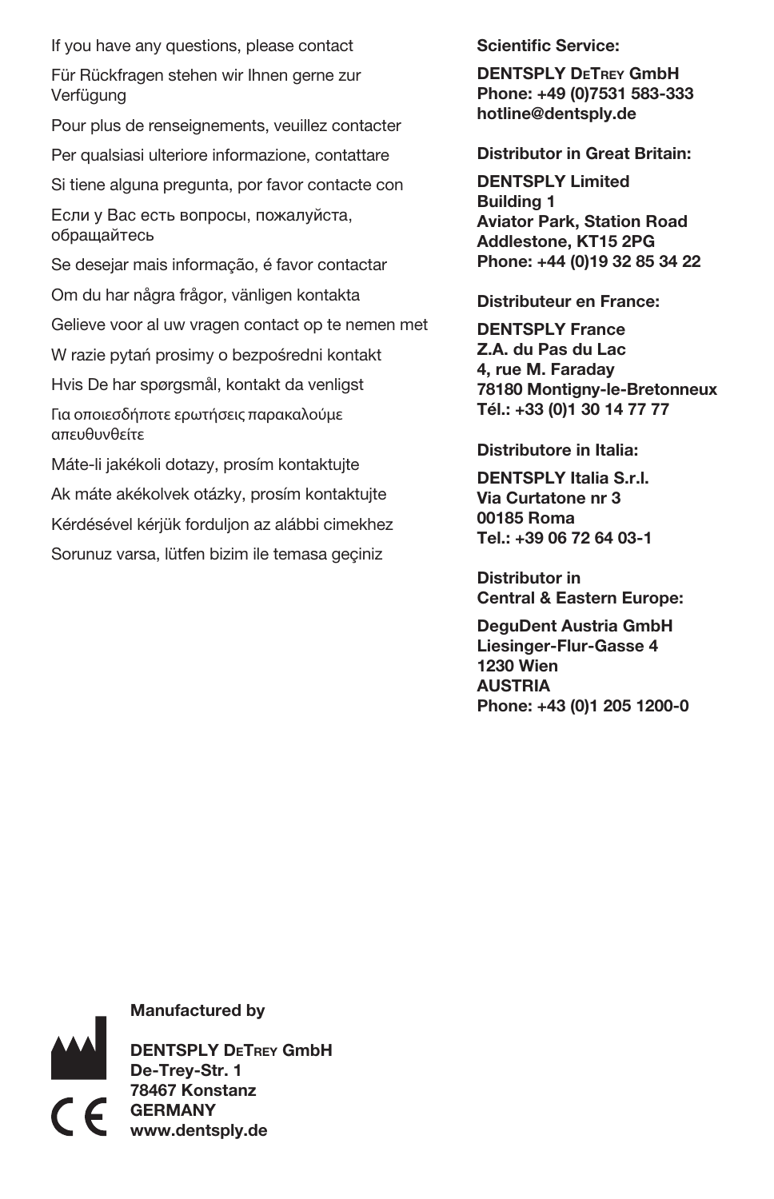If you have any questions, please contact

Für Rückfragen stehen wir Ihnen gerne zur Verfügung

Pour plus de renseignements, veuillez contacter

Per qualsiasi ulteriore informazione, contattare

Si tiene alguna pregunta, por favor contacte con

Если у Вас есть вопросы, пожалуйста, обращайтесь

Se desejar mais informação, é favor contactar

Om du har några frågor, vänligen kontakta

Gelieve voor al uw vragen contact op te nemen met

W razie pytań prosimy o bezpośredni kontakt

Hvis De har spørgsmål, kontakt da venligst

Για οποιεσδήποτε ερωτήσεις παρακαλούμε απευθυνθείτε

Máte-li jakékoli dotazy, prosím kontaktujte

Ak máte akékolvek otázky, prosím kontaktujte

Kérdésével kérjük forduljon az alábbi cimekhez

Sorunuz varsa, lütfen bizim ile temasa geçiniz

**Scientific Service:**

**DENTSPLY DeTrey GmbH**
**Phone: +49 (0)7531 583-333**
**hotline@dentsply.de**

**Distributor in Great Britain:**

**DENTSPLY Limited**
**Building 1**
**Aviator Park, Station Road**
**Addlestone, KT15 2PG**
**Phone: +44 (0)19 32 85 34 22**

**Distributeur en France:**

**DENTSPLY France**
**Z.A. du Pas du Lac**
**4, rue M. Faraday**
**78180 Montigny-le-Bretonneux**
**Tél.: +33 (0)1 30 14 77 77**

**Distributore in Italia:**

**DENTSPLY Italia S.r.l.**
**Via Curtatone nr 3**
**00185 Roma**
**Tel.: +39 06 72 64 03-1**

**Distributor in Central & Eastern Europe:**

**DeguDent Austria GmbH**
**Liesinger-Flur-Gasse 4**
**1230 Wien**
**AUSTRIA**
**Phone: +43 (0)1 205 1200-0**

**Manufactured by**

**DENTSPLY DeTrey GmbH**
**De-Trey-Str. 1**
**78467 Konstanz**
**GERMANY**
**www.dentsply.de**

CE